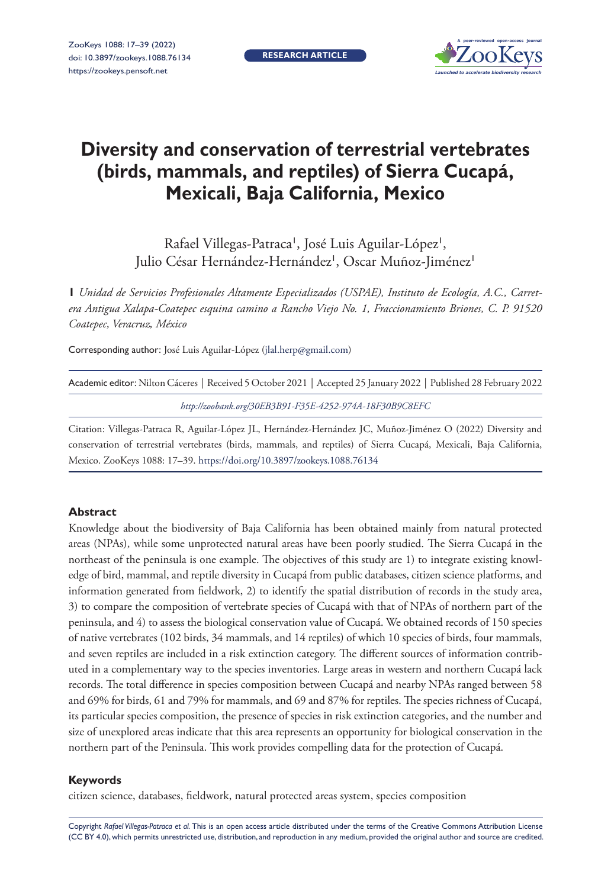# Diversity and conservation of terrestrial vertebrates (birds, mammals, and reptiles) of Sierra Cucapá, Mexicali, Baja California, Mexico

Rafael Villegas-Patraca[1], José Luis Aguilar-López[1], Julio César Hernández-Hernández[1], Oscar Muñoz-Jiménez[1]

**1** *Unidad de Servicios Profesionales Altamente Especializados (USPAE), Instituto de Ecología, A.C., Carretera Antigua Xalapa-Coatepec esquina camino a Rancho Viejo No. 1, Fraccionamiento Briones, C. P. 91520 Coatepec, Veracruz, México*

Corresponding author: José Luis Aguilar-López (jlal.herp@gmail.com)

Academic editor: Nilton Cáceres | Received 5 October 2021 | Accepted 25 January 2022 | Published 28 February 2022

*http://zoobank.org/30EB3B91-F35E-4252-974A-18F30B9C8EFC*

Citation: Villegas-Patraca R, Aguilar-López JL, Hernández-Hernández JC, Muñoz-Jiménez O (2022) Diversity and conservation of terrestrial vertebrates (birds, mammals, and reptiles) of Sierra Cucapá, Mexicali, Baja California, Mexico. ZooKeys 1088: 17–39. https://doi.org/10.3897/zookeys.1088.76134

## Abstract

Knowledge about the biodiversity of Baja California has been obtained mainly from natural protected areas (NPAs), while some unprotected natural areas have been poorly studied. The Sierra Cucapá in the northeast of the peninsula is one example. The objectives of this study are 1) to integrate existing knowledge of bird, mammal, and reptile diversity in Cucapá from public databases, citizen science platforms, and information generated from fieldwork, 2) to identify the spatial distribution of records in the study area, 3) to compare the composition of vertebrate species of Cucapá with that of NPAs of northern part of the peninsula, and 4) to assess the biological conservation value of Cucapá. We obtained records of 150 species of native vertebrates (102 birds, 34 mammals, and 14 reptiles) of which 10 species of birds, four mammals, and seven reptiles are included in a risk extinction category. The different sources of information contributed in a complementary way to the species inventories. Large areas in western and northern Cucapá lack records. The total difference in species composition between Cucapá and nearby NPAs ranged between 58 and 69% for birds, 61 and 79% for mammals, and 69 and 87% for reptiles. The species richness of Cucapá, its particular species composition, the presence of species in risk extinction categories, and the number and size of unexplored areas indicate that this area represents an opportunity for biological conservation in the northern part of the Peninsula. This work provides compelling data for the protection of Cucapá.

## Keywords

citizen science, databases, fieldwork, natural protected areas system, species composition

Copyright *Rafael Villegas-Patraca et al.* This is an open access article distributed under the terms of the Creative Commons Attribution License (CC BY 4.0), which permits unrestricted use, distribution, and reproduction in any medium, provided the original author and source are credited.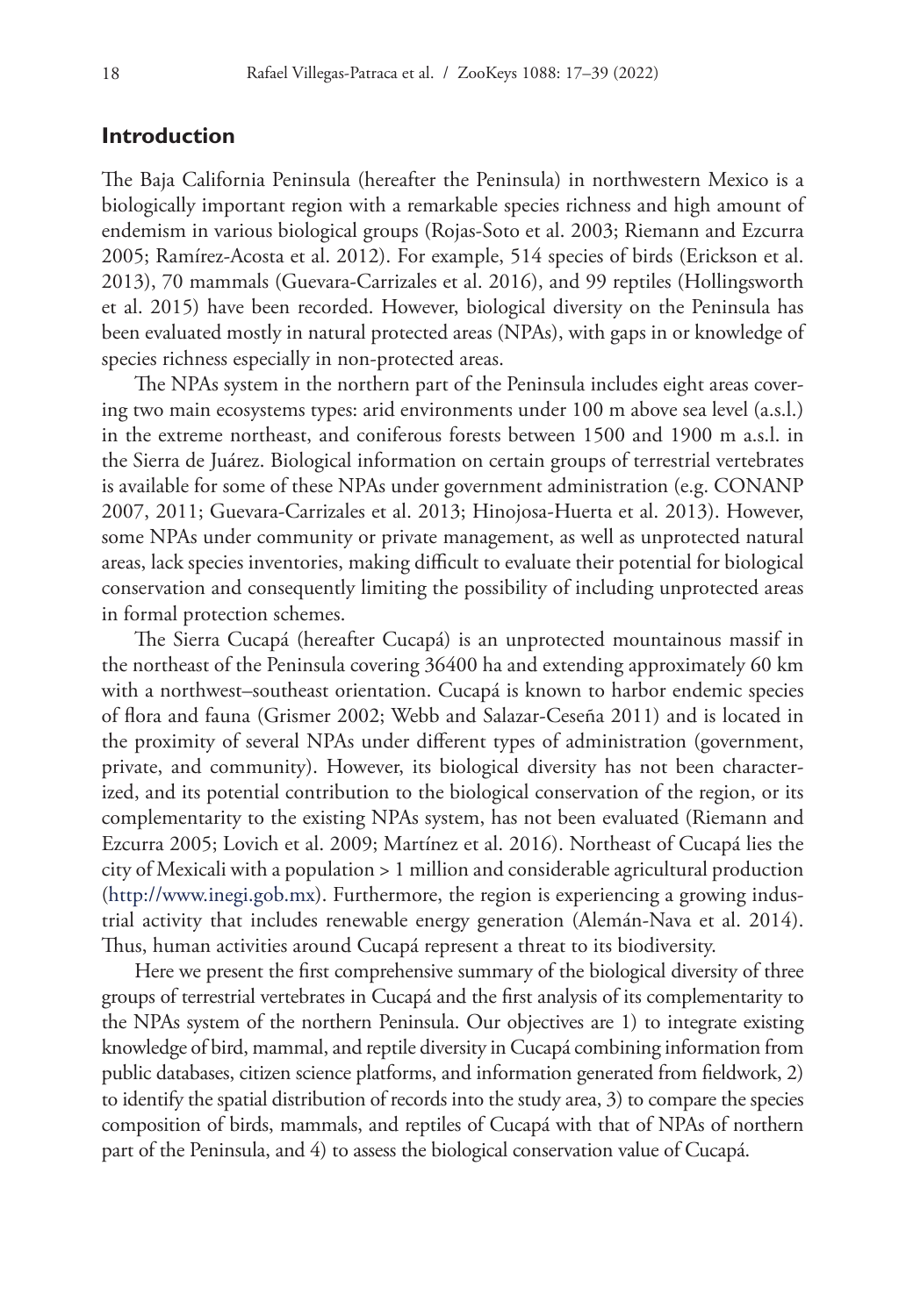## Introduction

The Baja California Peninsula (hereafter the Peninsula) in northwestern Mexico is a biologically important region with a remarkable species richness and high amount of endemism in various biological groups (Rojas-Soto et al. 2003; Riemann and Ezcurra 2005; Ramírez-Acosta et al. 2012). For example, 514 species of birds (Erickson et al. 2013), 70 mammals (Guevara-Carrizales et al. 2016), and 99 reptiles (Hollingsworth et al. 2015) have been recorded. However, biological diversity on the Peninsula has been evaluated mostly in natural protected areas (NPAs), with gaps in or knowledge of species richness especially in non-protected areas.

The NPAs system in the northern part of the Peninsula includes eight areas covering two main ecosystems types: arid environments under 100 m above sea level (a.s.l.) in the extreme northeast, and coniferous forests between 1500 and 1900 m a.s.l. in the Sierra de Juárez. Biological information on certain groups of terrestrial vertebrates is available for some of these NPAs under government administration (e.g. CONANP 2007, 2011; Guevara-Carrizales et al. 2013; Hinojosa-Huerta et al. 2013). However, some NPAs under community or private management, as well as unprotected natural areas, lack species inventories, making difficult to evaluate their potential for biological conservation and consequently limiting the possibility of including unprotected areas in formal protection schemes.

The Sierra Cucapá (hereafter Cucapá) is an unprotected mountainous massif in the northeast of the Peninsula covering 36400 ha and extending approximately 60 km with a northwest–southeast orientation. Cucapá is known to harbor endemic species of flora and fauna (Grismer 2002; Webb and Salazar-Ceseña 2011) and is located in the proximity of several NPAs under different types of administration (government, private, and community). However, its biological diversity has not been characterized, and its potential contribution to the biological conservation of the region, or its complementarity to the existing NPAs system, has not been evaluated (Riemann and Ezcurra 2005; Lovich et al. 2009; Martínez et al. 2016). Northeast of Cucapá lies the city of Mexicali with a population > 1 million and considerable agricultural production (http://www.inegi.gob.mx). Furthermore, the region is experiencing a growing industrial activity that includes renewable energy generation (Alemán-Nava et al. 2014). Thus, human activities around Cucapá represent a threat to its biodiversity.

Here we present the first comprehensive summary of the biological diversity of three groups of terrestrial vertebrates in Cucapá and the first analysis of its complementarity to the NPAs system of the northern Peninsula. Our objectives are 1) to integrate existing knowledge of bird, mammal, and reptile diversity in Cucapá combining information from public databases, citizen science platforms, and information generated from fieldwork, 2) to identify the spatial distribution of records into the study area, 3) to compare the species composition of birds, mammals, and reptiles of Cucapá with that of NPAs of northern part of the Peninsula, and 4) to assess the biological conservation value of Cucapá.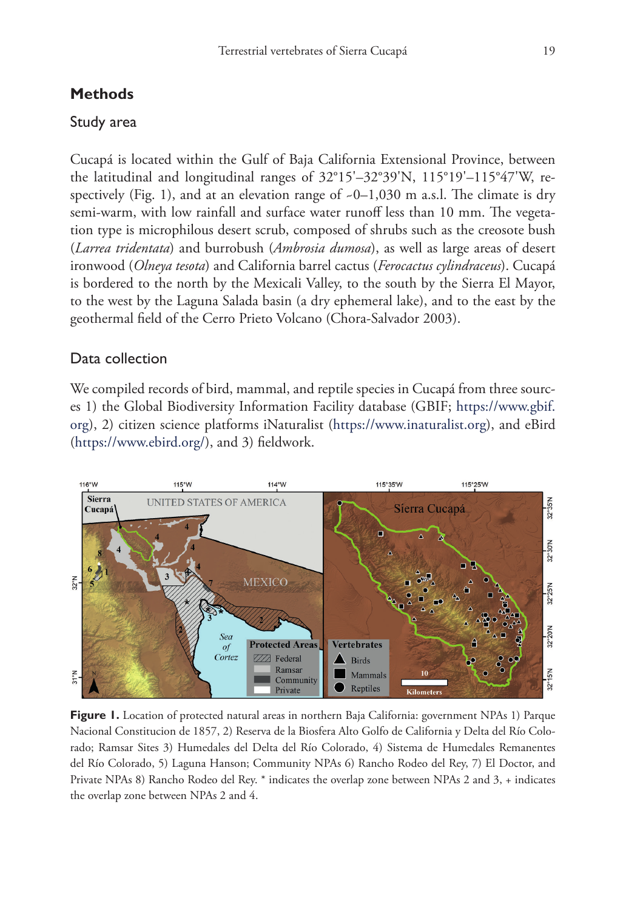## Methods

### Study area

Cucapá is located within the Gulf of Baja California Extensional Province, between the latitudinal and longitudinal ranges of 32°15'–32°39'N, 115°19'–115°47'W, respectively (Fig. 1), and at an elevation range of ~0–1,030 m a.s.l. The climate is dry semi-warm, with low rainfall and surface water runoff less than 10 mm. The vegetation type is microphilous desert scrub, composed of shrubs such as the creosote bush (*Larrea tridentata*) and burrobush (*Ambrosia dumosa*), as well as large areas of desert ironwood (*Olneya tesota*) and California barrel cactus (*Ferocactus cylindraceus*). Cucapá is bordered to the north by the Mexicali Valley, to the south by the Sierra El Mayor, to the west by the Laguna Salada basin (a dry ephemeral lake), and to the east by the geothermal field of the Cerro Prieto Volcano (Chora-Salvador 2003).

### Data collection

We compiled records of bird, mammal, and reptile species in Cucapá from three sources 1) the Global Biodiversity Information Facility database (GBIF; https://www.gbif.org), 2) citizen science platforms iNaturalist (https://www.inaturalist.org), and eBird (https://www.ebird.org/), and 3) fieldwork.

**Figure 1.** Location of protected natural areas in northern Baja California: government NPAs 1) Parque Nacional Constitucion de 1857, 2) Reserva de la Biosfera Alto Golfo de California y Delta del Río Colorado; Ramsar Sites 3) Humedales del Delta del Río Colorado, 4) Sistema de Humedales Remanentes del Río Colorado, 5) Laguna Hanson; Community NPAs 6) Rancho Rodeo del Rey, 7) El Doctor, and Private NPAs 8) Rancho Rodeo del Rey. * indicates the overlap zone between NPAs 2 and 3, + indicates the overlap zone between NPAs 2 and 4.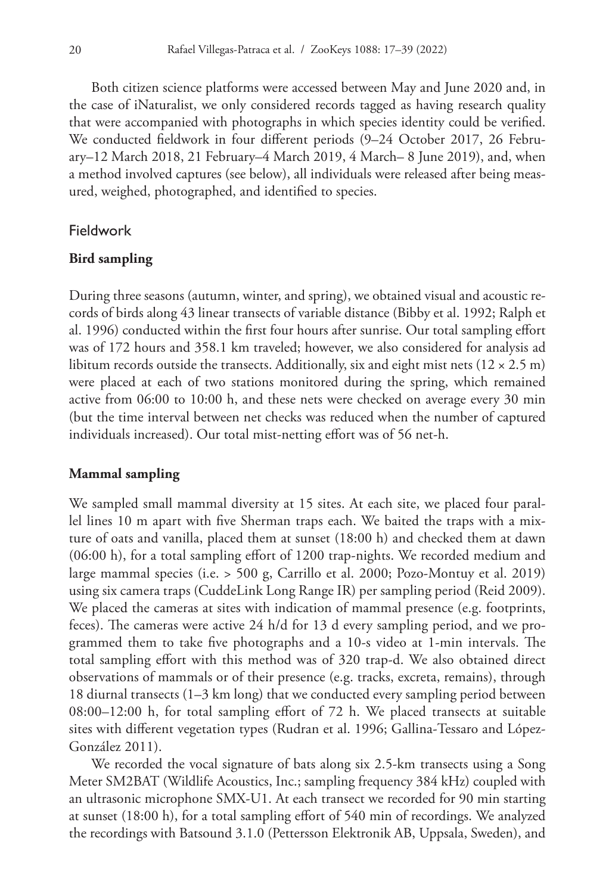Both citizen science platforms were accessed between May and June 2020 and, in the case of iNaturalist, we only considered records tagged as having research quality that were accompanied with photographs in which species identity could be verified. We conducted fieldwork in four different periods (9–24 October 2017, 26 February–12 March 2018, 21 February–4 March 2019, 4 March– 8 June 2019), and, when a method involved captures (see below), all individuals were released after being measured, weighed, photographed, and identified to species.

## Fieldwork

### Bird sampling

During three seasons (autumn, winter, and spring), we obtained visual and acoustic records of birds along 43 linear transects of variable distance (Bibby et al. 1992; Ralph et al. 1996) conducted within the first four hours after sunrise. Our total sampling effort was of 172 hours and 358.1 km traveled; however, we also considered for analysis ad libitum records outside the transects. Additionally, six and eight mist nets (12 × 2.5 m) were placed at each of two stations monitored during the spring, which remained active from 06:00 to 10:00 h, and these nets were checked on average every 30 min (but the time interval between net checks was reduced when the number of captured individuals increased). Our total mist-netting effort was of 56 net-h.

### Mammal sampling

We sampled small mammal diversity at 15 sites. At each site, we placed four parallel lines 10 m apart with five Sherman traps each. We baited the traps with a mixture of oats and vanilla, placed them at sunset (18:00 h) and checked them at dawn (06:00 h), for a total sampling effort of 1200 trap-nights. We recorded medium and large mammal species (i.e. > 500 g, Carrillo et al. 2000; Pozo-Montuy et al. 2019) using six camera traps (CuddeLink Long Range IR) per sampling period (Reid 2009). We placed the cameras at sites with indication of mammal presence (e.g. footprints, feces). The cameras were active 24 h/d for 13 d every sampling period, and we programmed them to take five photographs and a 10-s video at 1-min intervals. The total sampling effort with this method was of 320 trap-d. We also obtained direct observations of mammals or of their presence (e.g. tracks, excreta, remains), through 18 diurnal transects (1–3 km long) that we conducted every sampling period between 08:00–12:00 h, for total sampling effort of 72 h. We placed transects at suitable sites with different vegetation types (Rudran et al. 1996; Gallina-Tessaro and López-González 2011).

We recorded the vocal signature of bats along six 2.5-km transects using a Song Meter SM2BAT (Wildlife Acoustics, Inc.; sampling frequency 384 kHz) coupled with an ultrasonic microphone SMX-U1. At each transect we recorded for 90 min starting at sunset (18:00 h), for a total sampling effort of 540 min of recordings. We analyzed the recordings with Batsound 3.1.0 (Pettersson Elektronik AB, Uppsala, Sweden), and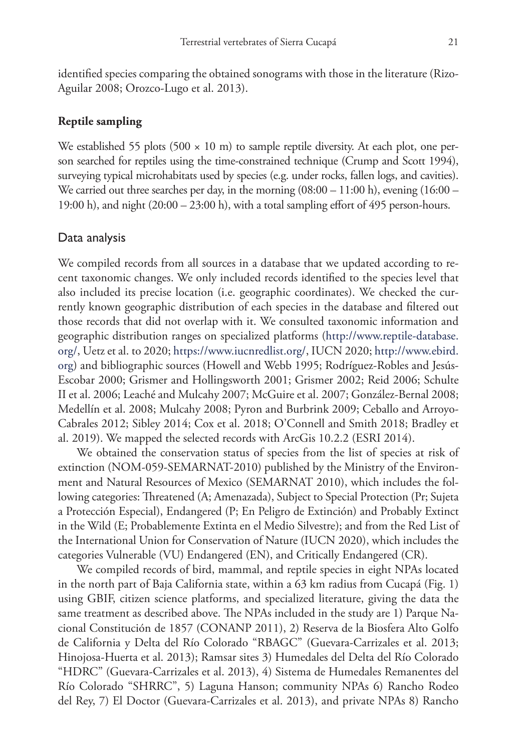identified species comparing the obtained sonograms with those in the literature (Rizo-Aguilar 2008; Orozco-Lugo et al. 2013).

### Reptile sampling

We established 55 plots (500 × 10 m) to sample reptile diversity. At each plot, one person searched for reptiles using the time-constrained technique (Crump and Scott 1994), surveying typical microhabitats used by species (e.g. under rocks, fallen logs, and cavities). We carried out three searches per day, in the morning (08:00 – 11:00 h), evening (16:00 – 19:00 h), and night (20:00 – 23:00 h), with a total sampling effort of 495 person-hours.

## Data analysis

We compiled records from all sources in a database that we updated according to recent taxonomic changes. We only included records identified to the species level that also included its precise location (i.e. geographic coordinates). We checked the currently known geographic distribution of each species in the database and filtered out those records that did not overlap with it. We consulted taxonomic information and geographic distribution ranges on specialized platforms (http://www.reptile-database.org/, Uetz et al. to 2020; https://www.iucnredlist.org/, IUCN 2020; http://www.ebird.org) and bibliographic sources (Howell and Webb 1995; Rodríguez-Robles and Jesús-Escobar 2000; Grismer and Hollingsworth 2001; Grismer 2002; Reid 2006; Schulte II et al. 2006; Leaché and Mulcahy 2007; McGuire et al. 2007; González-Bernal 2008; Medellín et al. 2008; Mulcahy 2008; Pyron and Burbrink 2009; Ceballo and Arroyo-Cabrales 2012; Sibley 2014; Cox et al. 2018; O'Connell and Smith 2018; Bradley et al. 2019). We mapped the selected records with ArcGis 10.2.2 (ESRI 2014).

We obtained the conservation status of species from the list of species at risk of extinction (NOM-059-SEMARNAT-2010) published by the Ministry of the Environment and Natural Resources of Mexico (SEMARNAT 2010), which includes the following categories: Threatened (A; Amenazada), Subject to Special Protection (Pr; Sujeta a Protección Especial), Endangered (P; En Peligro de Extinción) and Probably Extinct in the Wild (E; Probablemente Extinta en el Medio Silvestre); and from the Red List of the International Union for Conservation of Nature (IUCN 2020), which includes the categories Vulnerable (VU) Endangered (EN), and Critically Endangered (CR).

We compiled records of bird, mammal, and reptile species in eight NPAs located in the north part of Baja California state, within a 63 km radius from Cucapá (Fig. 1) using GBIF, citizen science platforms, and specialized literature, giving the data the same treatment as described above. The NPAs included in the study are 1) Parque Nacional Constitución de 1857 (CONANP 2011), 2) Reserva de la Biosfera Alto Golfo de California y Delta del Río Colorado "RBAGC" (Guevara-Carrizales et al. 2013; Hinojosa-Huerta et al. 2013); Ramsar sites 3) Humedales del Delta del Río Colorado "HDRC" (Guevara-Carrizales et al. 2013), 4) Sistema de Humedales Remanentes del Río Colorado "SHRRC", 5) Laguna Hanson; community NPAs 6) Rancho Rodeo del Rey, 7) El Doctor (Guevara-Carrizales et al. 2013), and private NPAs 8) Rancho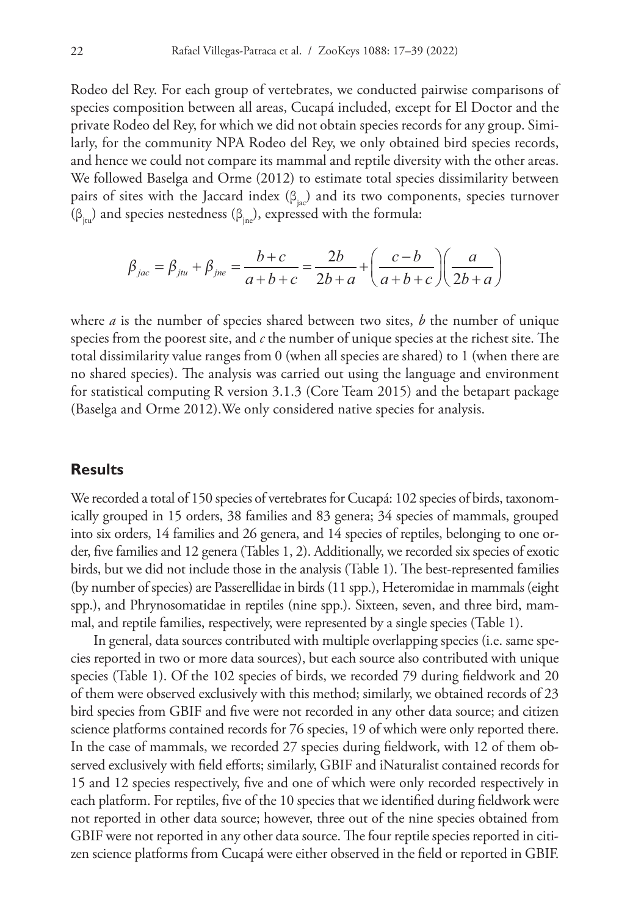Rodeo del Rey. For each group of vertebrates, we conducted pairwise comparisons of species composition between all areas, Cucapá included, except for El Doctor and the private Rodeo del Rey, for which we did not obtain species records for any group. Similarly, for the community NPA Rodeo del Rey, we only obtained bird species records, and hence we could not compare its mammal and reptile diversity with the other areas. We followed Baselga and Orme (2012) to estimate total species dissimilarity between pairs of sites with the Jaccard index ($\beta_{jac}$) and its two components, species turnover ($\beta_{jtu}$) and species nestedness ($\beta_{jne}$), expressed with the formula:

$$\beta_{jac} = \beta_{jtu} + \beta_{jne} = \frac{b+c}{a+b+c} = \frac{2b}{2b+a} + \left(\frac{c-b}{a+b+c}\right)\left(\frac{a}{2b+a}\right)$$

where *a* is the number of species shared between two sites, *b* the number of unique species from the poorest site, and *c* the number of unique species at the richest site. The total dissimilarity value ranges from 0 (when all species are shared) to 1 (when there are no shared species). The analysis was carried out using the language and environment for statistical computing R version 3.1.3 (Core Team 2015) and the betapart package (Baselga and Orme 2012).We only considered native species for analysis.

## Results

We recorded a total of 150 species of vertebrates for Cucapá: 102 species of birds, taxonomically grouped in 15 orders, 38 families and 83 genera; 34 species of mammals, grouped into six orders, 14 families and 26 genera, and 14 species of reptiles, belonging to one order, five families and 12 genera (Tables 1, 2). Additionally, we recorded six species of exotic birds, but we did not include those in the analysis (Table 1). The best-represented families (by number of species) are Passerellidae in birds (11 spp.), Heteromidae in mammals (eight spp.), and Phrynosomatidae in reptiles (nine spp.). Sixteen, seven, and three bird, mammal, and reptile families, respectively, were represented by a single species (Table 1).

In general, data sources contributed with multiple overlapping species (i.e. same species reported in two or more data sources), but each source also contributed with unique species (Table 1). Of the 102 species of birds, we recorded 79 during fieldwork and 20 of them were observed exclusively with this method; similarly, we obtained records of 23 bird species from GBIF and five were not recorded in any other data source; and citizen science platforms contained records for 76 species, 19 of which were only reported there. In the case of mammals, we recorded 27 species during fieldwork, with 12 of them observed exclusively with field efforts; similarly, GBIF and iNaturalist contained records for 15 and 12 species respectively, five and one of which were only recorded respectively in each platform. For reptiles, five of the 10 species that we identified during fieldwork were not reported in other data source; however, three out of the nine species obtained from GBIF were not reported in any other data source. The four reptile species reported in citizen science platforms from Cucapá were either observed in the field or reported in GBIF.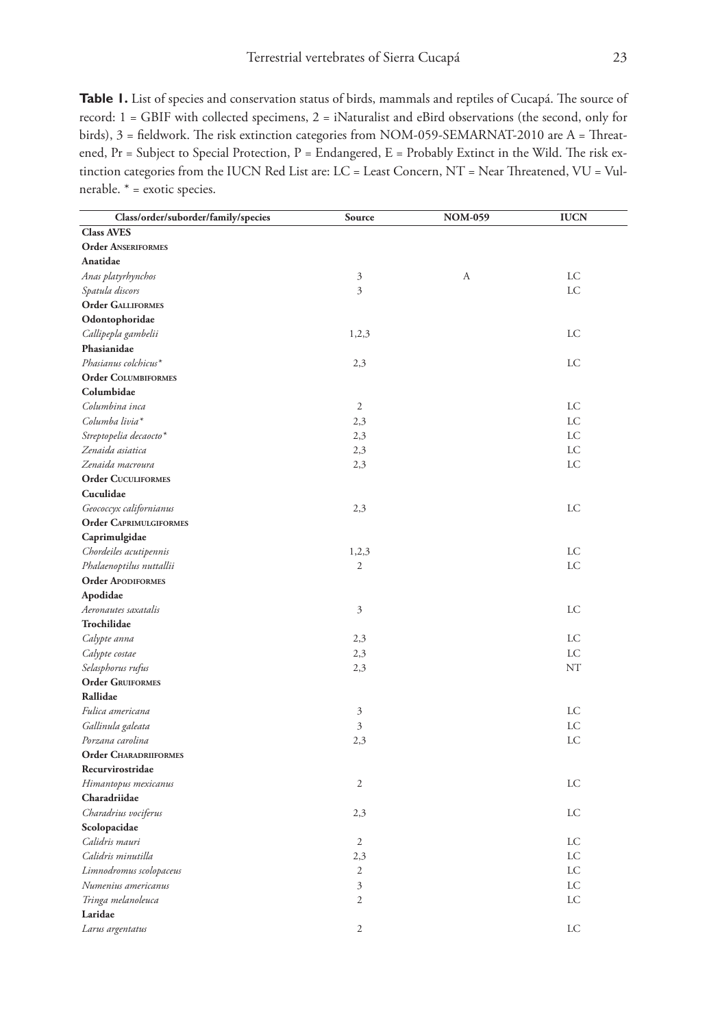**Table 1.** List of species and conservation status of birds, mammals and reptiles of Cucapá. The source of record: 1 = GBIF with collected specimens, 2 = iNaturalist and eBird observations (the second, only for birds), 3 = fieldwork. The risk extinction categories from NOM-059-SEMARNAT-2010 are A = Threatened, Pr = Subject to Special Protection, P = Endangered, E = Probably Extinct in the Wild. The risk extinction categories from the IUCN Red List are: LC = Least Concern, NT = Near Threatened, VU = Vulnerable. * = exotic species.

| Class/order/suborder/family/species | Source | NOM-059 | IUCN |
|---|---|---|---|
| **Class AVES** | | | |
| **Order Anseriformes** | | | |
| **Anatidae** | | | |
| *Anas platyrhynchos* | 3 | A | LC |
| *Spatula discors* | 3 | | LC |
| **Order Galliformes** | | | |
| **Odontophoridae** | | | |
| *Callipepla gambelii* | 1,2,3 | | LC |
| **Phasianidae** | | | |
| *Phasianus colchicus** | 2,3 | | LC |
| **Order Columbiformes** | | | |
| **Columbidae** | | | |
| *Columbina inca* | 2 | | LC |
| *Columba livia** | 2,3 | | LC |
| *Streptopelia decaocto** | 2,3 | | LC |
| *Zenaida asiatica* | 2,3 | | LC |
| *Zenaida macroura* | 2,3 | | LC |
| **Order Cuculiformes** | | | |
| **Cuculidae** | | | |
| *Geococcyx californianus* | 2,3 | | LC |
| **Order Caprimulgiformes** | | | |
| **Caprimulgidae** | | | |
| *Chordeiles acutipennis* | 1,2,3 | | LC |
| *Phalaenoptilus nuttallii* | 2 | | LC |
| **Order Apodiformes** | | | |
| **Apodidae** | | | |
| *Aeronautes saxatalis* | 3 | | LC |
| **Trochilidae** | | | |
| *Calypte anna* | 2,3 | | LC |
| *Calypte costae* | 2,3 | | LC |
| *Selasphorus rufus* | 2,3 | | NT |
| **Order Gruiformes** | | | |
| **Rallidae** | | | |
| *Fulica americana* | 3 | | LC |
| *Gallinula galeata* | 3 | | LC |
| *Porzana carolina* | 2,3 | | LC |
| **Order Charadriiformes** | | | |
| **Recurvirostridae** | | | |
| *Himantopus mexicanus* | 2 | | LC |
| **Charadriidae** | | | |
| *Charadrius vociferus* | 2,3 | | LC |
| **Scolopacidae** | | | |
| *Calidris mauri* | 2 | | LC |
| *Calidris minutilla* | 2,3 | | LC |
| *Limnodromus scolopaceus* | 2 | | LC |
| *Numenius americanus* | 3 | | LC |
| *Tringa melanoleuca* | 2 | | LC |
| **Laridae** | | | |
| *Larus argentatus* | 2 | | LC |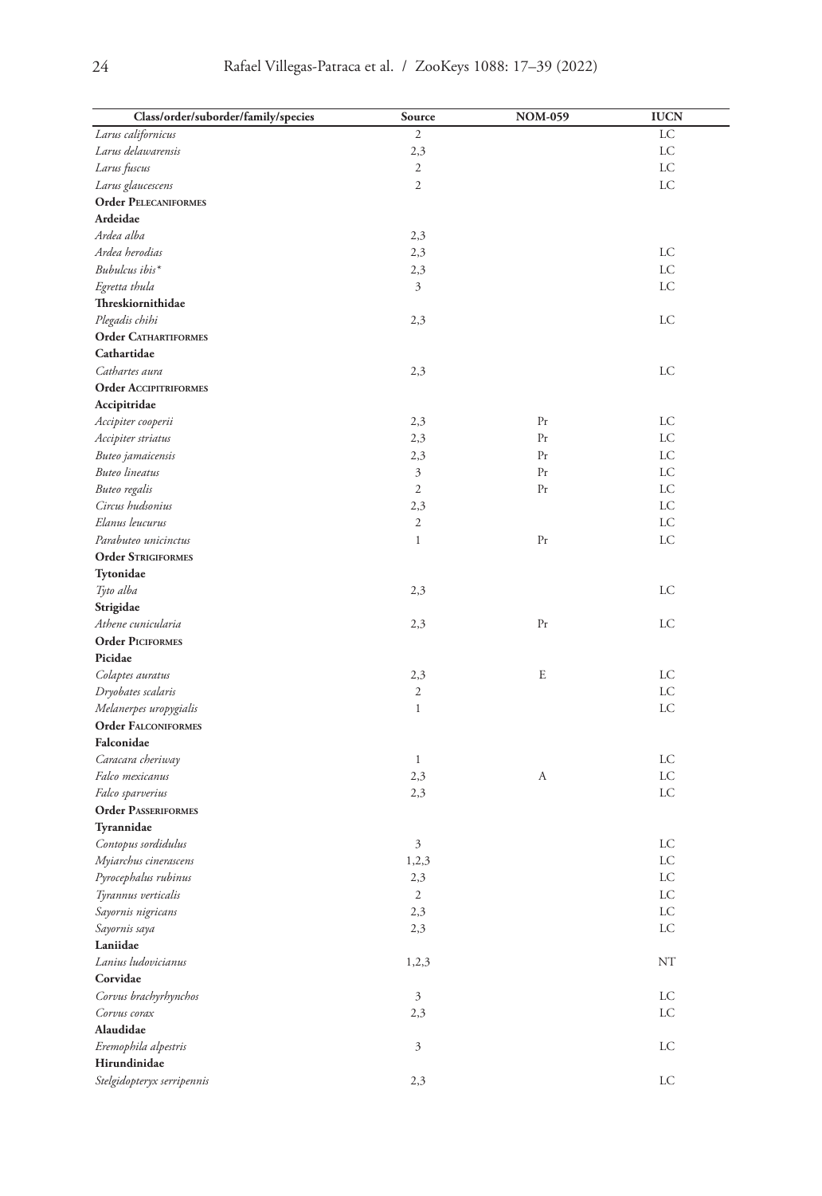| Class/order/suborder/family/species | Source | NOM-059 | IUCN |
|---|---|---|---|
| *Larus californicus* | 2 | | LC |
| *Larus delawarensis* | 2,3 | | LC |
| *Larus fuscus* | 2 | | LC |
| *Larus glaucescens* | 2 | | LC |
| **Order Pelecaniformes** | | | |
| **Ardeidae** | | | |
| *Ardea alba* | 2,3 | | |
| *Ardea herodias* | 2,3 | | LC |
| *Bubulcus ibis** | 2,3 | | LC |
| *Egretta thula* | 3 | | LC |
| **Threskiornithidae** | | | |
| *Plegadis chihi* | 2,3 | | LC |
| **Order Cathartiformes** | | | |
| **Cathartidae** | | | |
| *Cathartes aura* | 2,3 | | LC |
| **Order Accipitriformes** | | | |
| **Accipitridae** | | | |
| *Accipiter cooperii* | 2,3 | Pr | LC |
| *Accipiter striatus* | 2,3 | Pr | LC |
| *Buteo jamaicensis* | 2,3 | Pr | LC |
| *Buteo lineatus* | 3 | Pr | LC |
| *Buteo regalis* | 2 | Pr | LC |
| *Circus hudsonius* | 2,3 | | LC |
| *Elanus leucurus* | 2 | | LC |
| *Parabuteo unicinctus* | 1 | Pr | LC |
| **Order Strigiformes** | | | |
| **Tytonidae** | | | |
| *Tyto alba* | 2,3 | | LC |
| **Strigidae** | | | |
| *Athene cunicularia* | 2,3 | Pr | LC |
| **Order Piciformes** | | | |
| **Picidae** | | | |
| *Colaptes auratus* | 2,3 | E | LC |
| *Dryobates scalaris* | 2 | | LC |
| *Melanerpes uropygialis* | 1 | | LC |
| **Order Falconiformes** | | | |
| **Falconidae** | | | |
| *Caracara cheriway* | 1 | | LC |
| *Falco mexicanus* | 2,3 | A | LC |
| *Falco sparverius* | 2,3 | | LC |
| **Order Passeriformes** | | | |
| **Tyrannidae** | | | |
| *Contopus sordidulus* | 3 | | LC |
| *Myiarchus cinerascens* | 1,2,3 | | LC |
| *Pyrocephalus rubinus* | 2,3 | | LC |
| *Tyrannus verticalis* | 2 | | LC |
| *Sayornis nigricans* | 2,3 | | LC |
| *Sayornis saya* | 2,3 | | LC |
| **Laniidae** | | | |
| *Lanius ludovicianus* | 1,2,3 | | NT |
| **Corvidae** | | | |
| *Corvus brachyrhynchos* | 3 | | LC |
| *Corvus corax* | 2,3 | | LC |
| **Alaudidae** | | | |
| *Eremophila alpestris* | 3 | | LC |
| **Hirundinidae** | | | |
| *Stelgidopteryx serripennis* | 2,3 | | LC |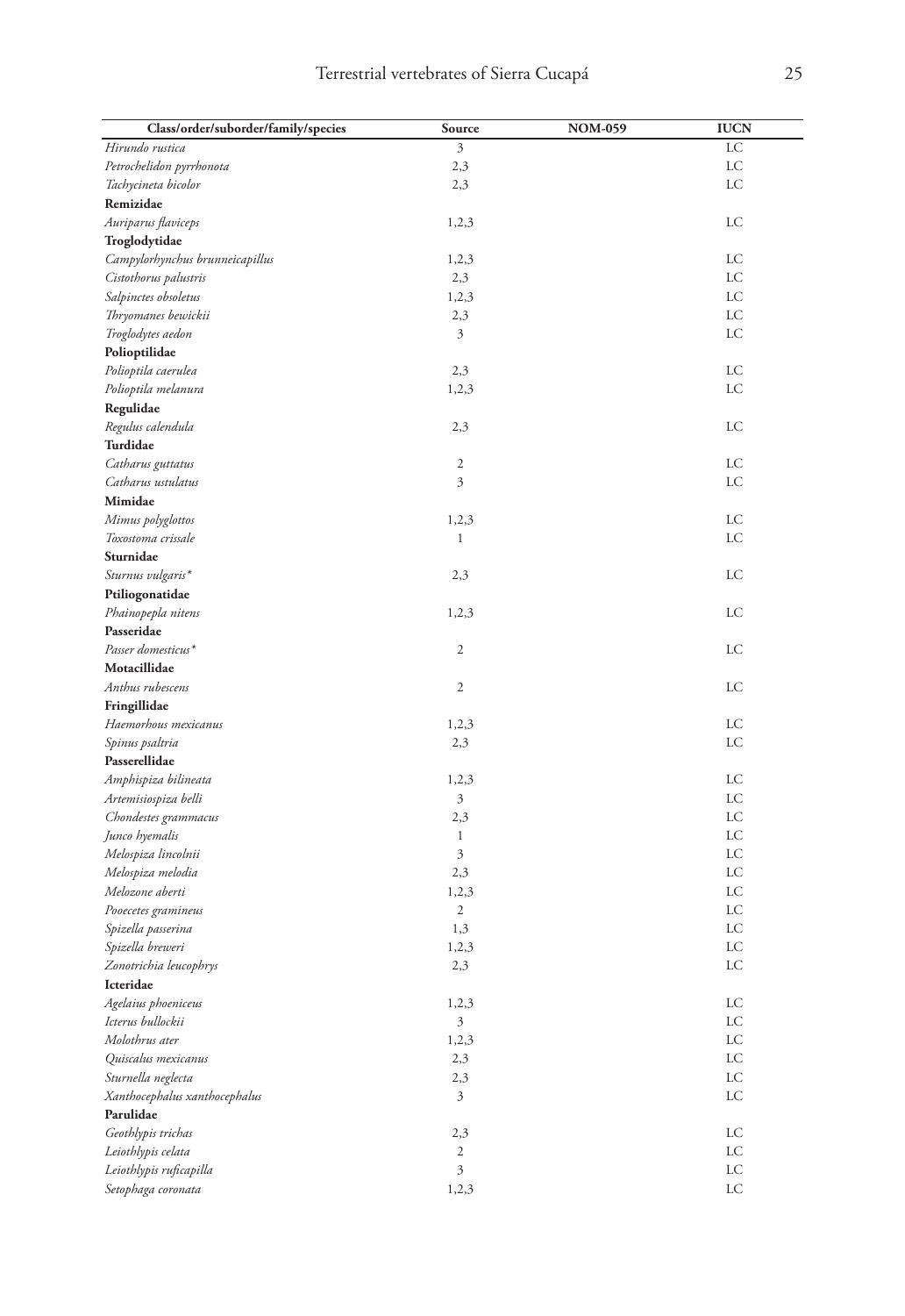| Class/order/suborder/family/species | Source | NOM-059 | IUCN |
|---|---|---|---|
| *Hirundo rustica* | 3 | | LC |
| *Petrochelidon pyrrhonota* | 2,3 | | LC |
| *Tachycineta bicolor* | 2,3 | | LC |
| **Remizidae** | | | |
| *Auriparus flaviceps* | 1,2,3 | | LC |
| **Troglodytidae** | | | |
| *Campylorhynchus brunneicapillus* | 1,2,3 | | LC |
| *Cistothorus palustris* | 2,3 | | LC |
| *Salpinctes obsoletus* | 1,2,3 | | LC |
| *Thryomanes bewickii* | 2,3 | | LC |
| *Troglodytes aedon* | 3 | | LC |
| **Polioptilidae** | | | |
| *Polioptila caerulea* | 2,3 | | LC |
| *Polioptila melanura* | 1,2,3 | | LC |
| **Regulidae** | | | |
| *Regulus calendula* | 2,3 | | LC |
| **Turdidae** | | | |
| *Catharus guttatus* | 2 | | LC |
| *Catharus ustulatus* | 3 | | LC |
| **Mimidae** | | | |
| *Mimus polyglottos* | 1,2,3 | | LC |
| *Toxostoma crissale* | 1 | | LC |
| **Sturnidae** | | | |
| *Sturnus vulgaris** | 2,3 | | LC |
| **Ptiliogonatidae** | | | |
| *Phainopepla nitens* | 1,2,3 | | LC |
| **Passeridae** | | | |
| *Passer domesticus** | 2 | | LC |
| **Motacillidae** | | | |
| *Anthus rubescens* | 2 | | LC |
| **Fringillidae** | | | |
| *Haemorhous mexicanus* | 1,2,3 | | LC |
| *Spinus psaltria* | 2,3 | | LC |
| **Passerellidae** | | | |
| *Amphispiza bilineata* | 1,2,3 | | LC |
| *Artemisiospiza belli* | 3 | | LC |
| *Chondestes grammacus* | 2,3 | | LC |
| *Junco hyemalis* | 1 | | LC |
| *Melospiza lincolnii* | 3 | | LC |
| *Melospiza melodia* | 2,3 | | LC |
| *Melozone aberti* | 1,2,3 | | LC |
| *Pooecetes gramineus* | 2 | | LC |
| *Spizella passerina* | 1,3 | | LC |
| *Spizella breweri* | 1,2,3 | | LC |
| *Zonotrichia leucophrys* | 2,3 | | LC |
| **Icteridae** | | | |
| *Agelaius phoeniceus* | 1,2,3 | | LC |
| *Icterus bullockii* | 3 | | LC |
| *Molothrus ater* | 1,2,3 | | LC |
| *Quiscalus mexicanus* | 2,3 | | LC |
| *Sturnella neglecta* | 2,3 | | LC |
| *Xanthocephalus xanthocephalus* | 3 | | LC |
| **Parulidae** | | | |
| *Geothlypis trichas* | 2,3 | | LC |
| *Leiothlypis celata* | 2 | | LC |
| *Leiothlypis ruficapilla* | 3 | | LC |
| *Setophaga coronata* | 1,2,3 | | LC |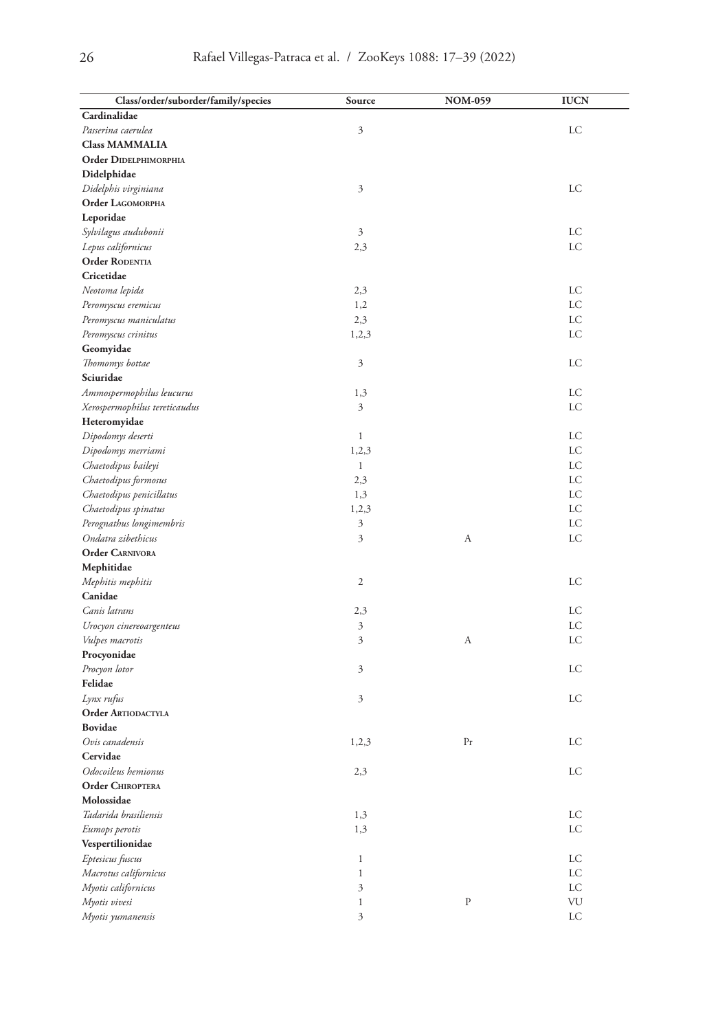| Class/order/suborder/family/species | Source | NOM-059 | IUCN |
|---|---|---|---|
| **Cardinalidae** | | | |
| *Passerina caerulea* | 3 | | LC |
| **Class MAMMALIA** | | | |
| **Order Didelphimorphia** | | | |
| **Didelphidae** | | | |
| *Didelphis virginiana* | 3 | | LC |
| **Order Lagomorpha** | | | |
| **Leporidae** | | | |
| *Sylvilagus audubonii* | 3 | | LC |
| *Lepus californicus* | 2,3 | | LC |
| **Order Rodentia** | | | |
| **Cricetidae** | | | |
| *Neotoma lepida* | 2,3 | | LC |
| *Peromyscus eremicus* | 1,2 | | LC |
| *Peromyscus maniculatus* | 2,3 | | LC |
| *Peromyscus crinitus* | 1,2,3 | | LC |
| **Geomyidae** | | | |
| *Thomomys bottae* | 3 | | LC |
| **Sciuridae** | | | |
| *Ammospermophilus leucurus* | 1,3 | | LC |
| *Xerospermophilus tereticaudus* | 3 | | LC |
| **Heteromyidae** | | | |
| *Dipodomys deserti* | 1 | | LC |
| *Dipodomys merriami* | 1,2,3 | | LC |
| *Chaetodipus baileyi* | 1 | | LC |
| *Chaetodipus formosus* | 2,3 | | LC |
| *Chaetodipus penicillatus* | 1,3 | | LC |
| *Chaetodipus spinatus* | 1,2,3 | | LC |
| *Perognathus longimembris* | 3 | | LC |
| *Ondatra zibethicus* | 3 | A | LC |
| **Order Carnivora** | | | |
| **Mephitidae** | | | |
| *Mephitis mephitis* | 2 | | LC |
| **Canidae** | | | |
| *Canis latrans* | 2,3 | | LC |
| *Urocyon cinereoargenteus* | 3 | | LC |
| *Vulpes macrotis* | 3 | A | LC |
| **Procyonidae** | | | |
| *Procyon lotor* | 3 | | LC |
| **Felidae** | | | |
| *Lynx rufus* | 3 | | LC |
| **Order Artiodactyla** | | | |
| **Bovidae** | | | |
| *Ovis canadensis* | 1,2,3 | Pr | LC |
| **Cervidae** | | | |
| *Odocoileus hemionus* | 2,3 | | LC |
| **Order Chiroptera** | | | |
| **Molossidae** | | | |
| *Tadarida brasiliensis* | 1,3 | | LC |
| *Eumops perotis* | 1,3 | | LC |
| **Vespertilionidae** | | | |
| *Eptesicus fuscus* | 1 | | LC |
| *Macrotus californicus* | 1 | | LC |
| *Myotis californicus* | 3 | | LC |
| *Myotis vivesi* | 1 | P | VU |
| *Myotis yumanensis* | 3 | | LC |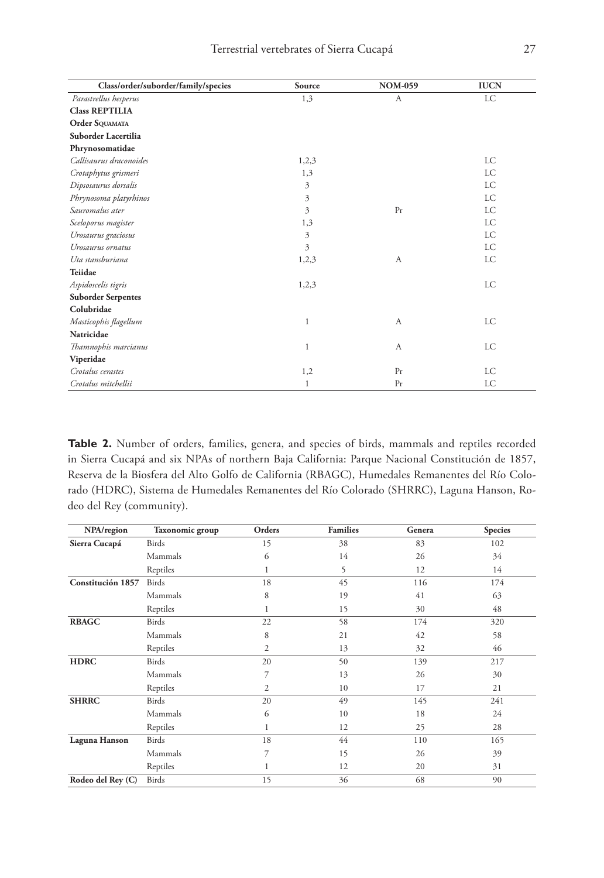| Class/order/suborder/family/species | Source | NOM-059 | IUCN |
|---|---|---|---|
| *Parastrellus hesperus* | 1,3 | A | LC |
| **Class REPTILIA** | | | |
| **Order Squamata** | | | |
| **Suborder Lacertilia** | | | |
| **Phrynosomatidae** | | | |
| *Callisaurus draconoides* | 1,2,3 | | LC |
| *Crotaphytus grismeri* | 1,3 | | LC |
| *Dipsosaurus dorsalis* | 3 | | LC |
| *Phrynosoma platyrhinos* | 3 | | LC |
| *Sauromalus ater* | 3 | Pr | LC |
| *Sceloporus magister* | 1,3 | | LC |
| *Urosaurus graciosus* | 3 | | LC |
| *Urosaurus ornatus* | 3 | | LC |
| *Uta stansburiana* | 1,2,3 | A | LC |
| **Teiidae** | | | |
| *Aspidoscelis tigris* | 1,2,3 | | LC |
| **Suborder Serpentes** | | | |
| **Colubridae** | | | |
| *Masticophis flagellum* | 1 | A | LC |
| **Natricidae** | | | |
| *Thamnophis marcianus* | 1 | A | LC |
| **Viperidae** | | | |
| *Crotalus cerastes* | 1,2 | Pr | LC |
| *Crotalus mitchellii* | 1 | Pr | LC |

**Table 2.** Number of orders, families, genera, and species of birds, mammals and reptiles recorded in Sierra Cucapá and six NPAs of northern Baja California: Parque Nacional Constitución de 1857, Reserva de la Biosfera del Alto Golfo de California (RBAGC), Humedales Remanentes del Río Colorado (HDRC), Sistema de Humedales Remanentes del Río Colorado (SHRRC), Laguna Hanson, Rodeo del Rey (community).

| NPA/region | Taxonomic group | Orders | Families | Genera | Species |
|---|---|---|---|---|---|
| **Sierra Cucapá** | Birds | 15 | 38 | 83 | 102 |
| | Mammals | 6 | 14 | 26 | 34 |
| | Reptiles | 1 | 5 | 12 | 14 |
| **Constitución 1857** | Birds | 18 | 45 | 116 | 174 |
| | Mammals | 8 | 19 | 41 | 63 |
| | Reptiles | 1 | 15 | 30 | 48 |
| **RBAGC** | Birds | 22 | 58 | 174 | 320 |
| | Mammals | 8 | 21 | 42 | 58 |
| | Reptiles | 2 | 13 | 32 | 46 |
| **HDRC** | Birds | 20 | 50 | 139 | 217 |
| | Mammals | 7 | 13 | 26 | 30 |
| | Reptiles | 2 | 10 | 17 | 21 |
| **SHRRC** | Birds | 20 | 49 | 145 | 241 |
| | Mammals | 6 | 10 | 18 | 24 |
| | Reptiles | 1 | 12 | 25 | 28 |
| **Laguna Hanson** | Birds | 18 | 44 | 110 | 165 |
| | Mammals | 7 | 15 | 26 | 39 |
| | Reptiles | 1 | 12 | 20 | 31 |
| **Rodeo del Rey (C)** | Birds | 15 | 36 | 68 | 90 |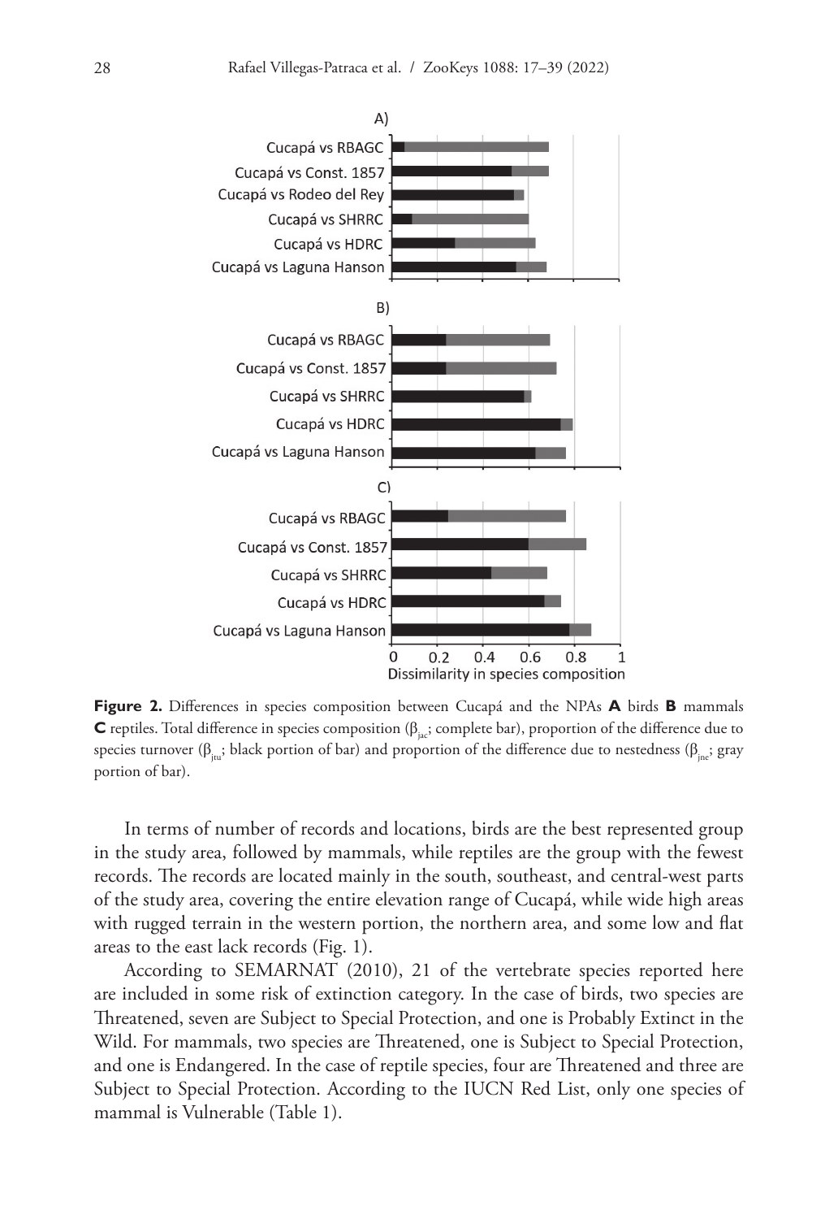**Figure 2.** Differences in species composition between Cucapá and the NPAs **A** birds **B** mammals **C** reptiles. Total difference in species composition ($\beta_{jac}$; complete bar), proportion of the difference due to species turnover ($\beta_{jtu}$; black portion of bar) and proportion of the difference due to nestedness ($\beta_{jne}$; gray portion of bar).

In terms of number of records and locations, birds are the best represented group in the study area, followed by mammals, while reptiles are the group with the fewest records. The records are located mainly in the south, southeast, and central-west parts of the study area, covering the entire elevation range of Cucapá, while wide high areas with rugged terrain in the western portion, the northern area, and some low and flat areas to the east lack records (Fig. 1).

According to SEMARNAT (2010), 21 of the vertebrate species reported here are included in some risk of extinction category. In the case of birds, two species are Threatened, seven are Subject to Special Protection, and one is Probably Extinct in the Wild. For mammals, two species are Threatened, one is Subject to Special Protection, and one is Endangered. In the case of reptile species, four are Threatened and three are Subject to Special Protection. According to the IUCN Red List, only one species of mammal is Vulnerable (Table 1).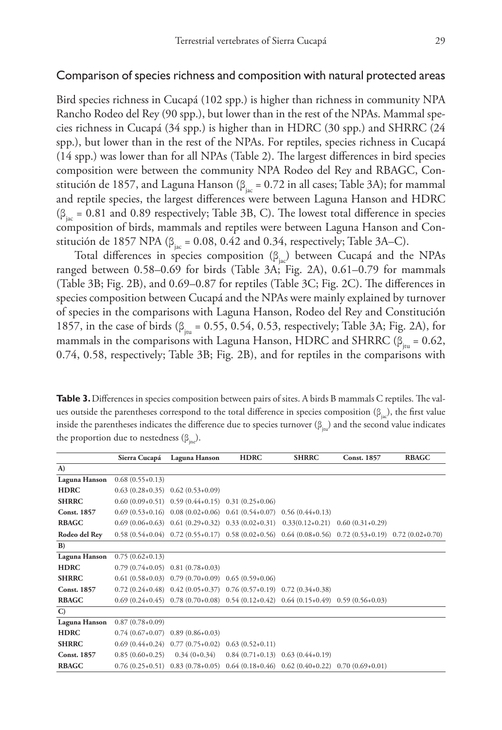## Comparison of species richness and composition with natural protected areas

Bird species richness in Cucapá (102 spp.) is higher than richness in community NPA Rancho Rodeo del Rey (90 spp.), but lower than in the rest of the NPAs. Mammal species richness in Cucapá (34 spp.) is higher than in HDRC (30 spp.) and SHRRC (24 spp.), but lower than in the rest of the NPAs. For reptiles, species richness in Cucapá (14 spp.) was lower than for all NPAs (Table 2). The largest differences in bird species composition were between the community NPA Rodeo del Rey and RBAGC, Constitución de 1857, and Laguna Hanson ($\beta_{jac}$ = 0.72 in all cases; Table 3A); for mammal and reptile species, the largest differences were between Laguna Hanson and HDRC ($\beta_{jac}$ = 0.81 and 0.89 respectively; Table 3B, C). The lowest total difference in species composition of birds, mammals and reptiles were between Laguna Hanson and Constitución de 1857 NPA ($\beta_{jac}$ = 0.08, 0.42 and 0.34, respectively; Table 3A–C).

Total differences in species composition ($\beta_{jac}$) between Cucapá and the NPAs ranged between 0.58–0.69 for birds (Table 3A; Fig. 2A), 0.61–0.79 for mammals (Table 3B; Fig. 2B), and 0.69–0.87 for reptiles (Table 3C; Fig. 2C). The differences in species composition between Cucapá and the NPAs were mainly explained by turnover of species in the comparisons with Laguna Hanson, Rodeo del Rey and Constitución 1857, in the case of birds ($\beta_{jtu}$ = 0.55, 0.54, 0.53, respectively; Table 3A; Fig. 2A), for mammals in the comparisons with Laguna Hanson, HDRC and SHRRC ($\beta_{jtu}$ = 0.62, 0.74, 0.58, respectively; Table 3B; Fig. 2B), and for reptiles in the comparisons with

**Table 3.** Differences in species composition between pairs of sites. A birds B mammals C reptiles. The values outside the parentheses correspond to the total difference in species composition ($\beta_{jac}$), the first value inside the parentheses indicates the difference due to species turnover ($\beta_{jtu}$) and the second value indicates the proportion due to nestedness ($\beta_{jne}$).

| | Sierra Cucapá | Laguna Hanson | HDRC | SHRRC | Const. 1857 | RBAGC |
|---|---|---|---|---|---|---|
| **A)** | | | | | | |
| **Laguna Hanson** | 0.68 (0.55+0.13) | | | | | |
| **HDRC** | 0.63 (0.28+0.35) | 0.62 (0.53+0.09) | | | | |
| **SHRRC** | 0.60 (0.09+0.51) | 0.59 (0.44+0.15) | 0.31 (0.25+0.06) | | | |
| **Const. 1857** | 0.69 (0.53+0.16) | 0.08 (0.02+0.06) | 0.61 (0.54+0.07) | 0.56 (0.44+0.13) | | |
| **RBAGC** | 0.69 (0.06+0.63) | 0.61 (0.29+0.32) | 0.33 (0.02+0.31) | 0.33(0.12+0.21) | 0.60 (0.31+0.29) | |
| **Rodeo del Rey** | 0.58 (0.54+0.04) | 0.72 (0.55+0.17) | 0.58 (0.02+0.56) | 0.64 (0.08+0.56) | 0.72 (0.53+0.19) | 0.72 (0.02+0.70) |
| **B)** | | | | | | |
| **Laguna Hanson** | 0.75 (0.62+0.13) | | | | | |
| **HDRC** | 0.79 (0.74+0.05) | 0.81 (0.78+0.03) | | | | |
| **SHRRC** | 0.61 (0.58+0.03) | 0.79 (0.70+0.09) | 0.65 (0.59+0.06) | | | |
| **Const. 1857** | 0.72 (0.24+0.48) | 0.42 (0.05+0.37) | 0.76 (0.57+0.19) | 0.72 (0.34+0.38) | | |
| **RBAGC** | 0.69 (0.24+0.45) | 0.78 (0.70+0.08) | 0.54 (0.12+0.42) | 0.64 (0.15+0.49) | 0.59 (0.56+0.03) | |
| **C)** | | | | | | |
| **Laguna Hanson** | 0.87 (0.78+0.09) | | | | | |
| **HDRC** | 0.74 (0.67+0.07) | 0.89 (0.86+0.03) | | | | |
| **SHRRC** | 0.69 (0.44+0.24) | 0.77 (0.75+0.02) | 0.63 (0.52+0.11) | | | |
| **Const. 1857** | 0.85 (0.60+0.25) | 0.34 (0+0.34) | 0.84 (0.71+0.13) | 0.63 (0.44+0.19) | | |
| **RBAGC** | 0.76 (0.25+0.51) | 0.83 (0.78+0.05) | 0.64 (0.18+0.46) | 0.62 (0.40+0.22) | 0.70 (0.69+0.01) | |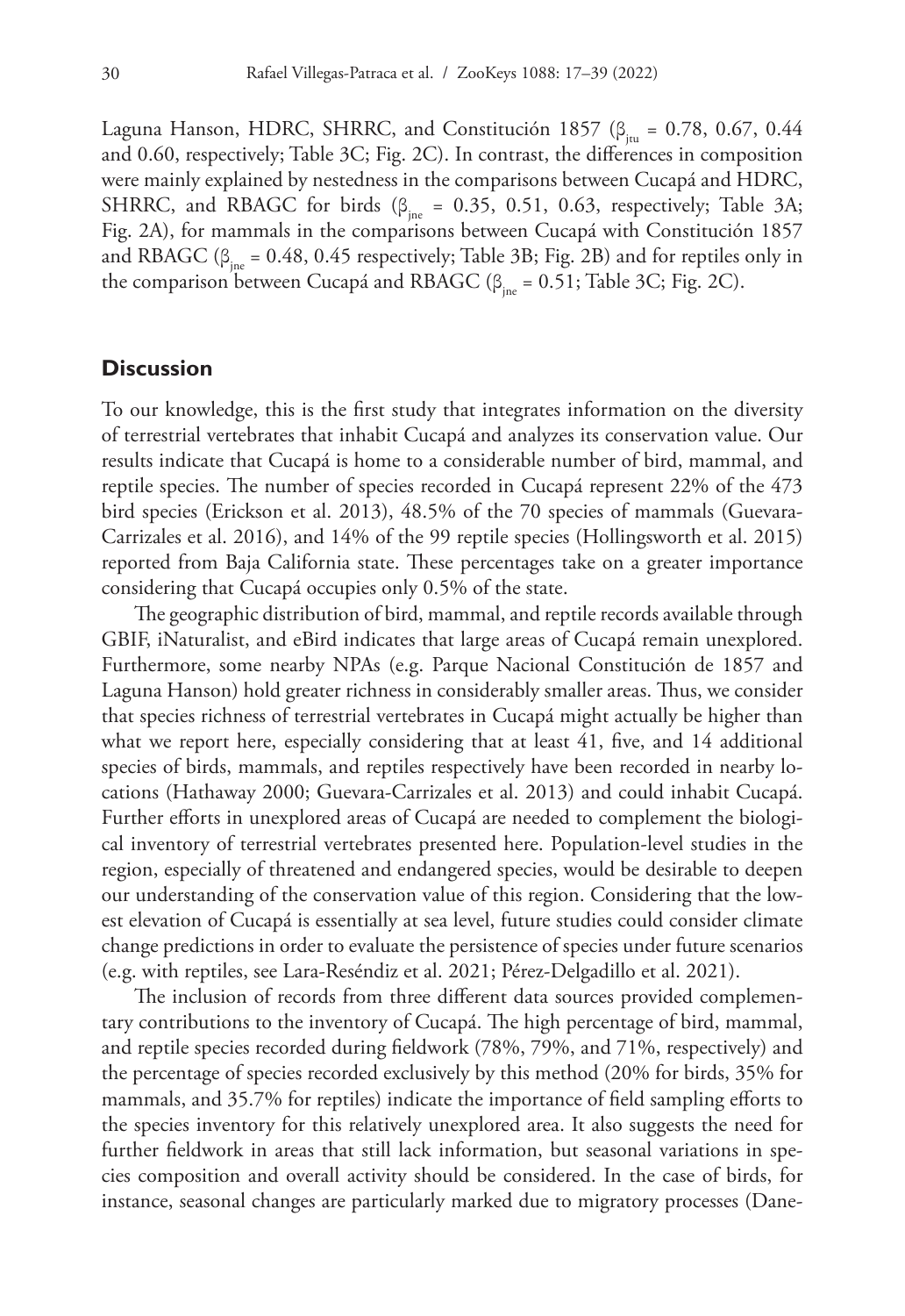Laguna Hanson, HDRC, SHRRC, and Constitución 1857 ($\beta_{jtu}$ = 0.78, 0.67, 0.44 and 0.60, respectively; Table 3C; Fig. 2C). In contrast, the differences in composition were mainly explained by nestedness in the comparisons between Cucapá and HDRC, SHRRC, and RBAGC for birds ($\beta_{jne}$ = 0.35, 0.51, 0.63, respectively; Table 3A; Fig. 2A), for mammals in the comparisons between Cucapá with Constitución 1857 and RBAGC ($\beta_{jne}$ = 0.48, 0.45 respectively; Table 3B; Fig. 2B) and for reptiles only in the comparison between Cucapá and RBAGC ($\beta_{jne}$ = 0.51; Table 3C; Fig. 2C).

## Discussion

To our knowledge, this is the first study that integrates information on the diversity of terrestrial vertebrates that inhabit Cucapá and analyzes its conservation value. Our results indicate that Cucapá is home to a considerable number of bird, mammal, and reptile species. The number of species recorded in Cucapá represent 22% of the 473 bird species (Erickson et al. 2013), 48.5% of the 70 species of mammals (Guevara-Carrizales et al. 2016), and 14% of the 99 reptile species (Hollingsworth et al. 2015) reported from Baja California state. These percentages take on a greater importance considering that Cucapá occupies only 0.5% of the state.

The geographic distribution of bird, mammal, and reptile records available through GBIF, iNaturalist, and eBird indicates that large areas of Cucapá remain unexplored. Furthermore, some nearby NPAs (e.g. Parque Nacional Constitución de 1857 and Laguna Hanson) hold greater richness in considerably smaller areas. Thus, we consider that species richness of terrestrial vertebrates in Cucapá might actually be higher than what we report here, especially considering that at least 41, five, and 14 additional species of birds, mammals, and reptiles respectively have been recorded in nearby locations (Hathaway 2000; Guevara-Carrizales et al. 2013) and could inhabit Cucapá. Further efforts in unexplored areas of Cucapá are needed to complement the biological inventory of terrestrial vertebrates presented here. Population-level studies in the region, especially of threatened and endangered species, would be desirable to deepen our understanding of the conservation value of this region. Considering that the lowest elevation of Cucapá is essentially at sea level, future studies could consider climate change predictions in order to evaluate the persistence of species under future scenarios (e.g. with reptiles, see Lara-Reséndiz et al. 2021; Pérez-Delgadillo et al. 2021).

The inclusion of records from three different data sources provided complementary contributions to the inventory of Cucapá. The high percentage of bird, mammal, and reptile species recorded during fieldwork (78%, 79%, and 71%, respectively) and the percentage of species recorded exclusively by this method (20% for birds, 35% for mammals, and 35.7% for reptiles) indicate the importance of field sampling efforts to the species inventory for this relatively unexplored area. It also suggests the need for further fieldwork in areas that still lack information, but seasonal variations in species composition and overall activity should be considered. In the case of birds, for instance, seasonal changes are particularly marked due to migratory processes (Dane-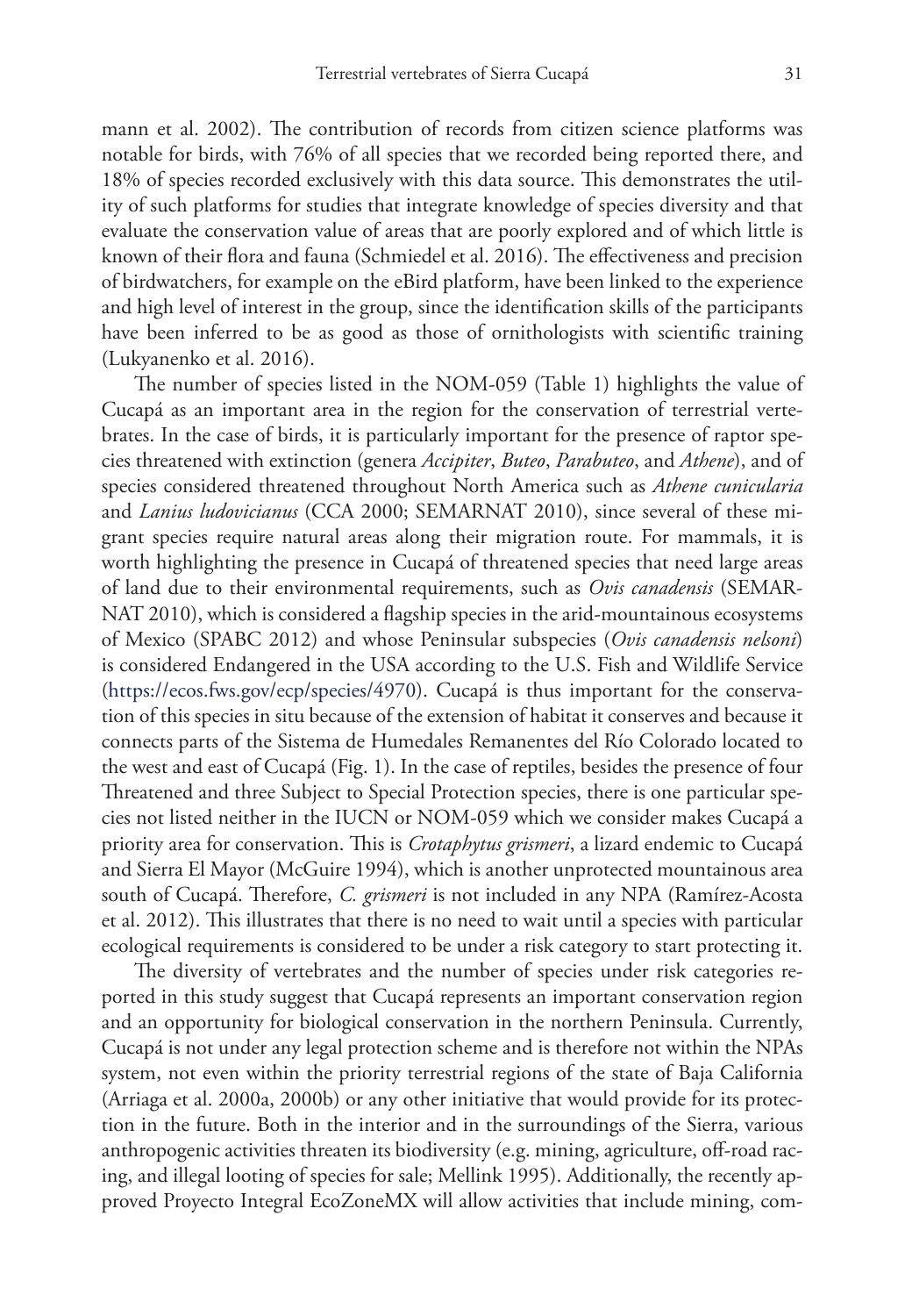mann et al. 2002). The contribution of records from citizen science platforms was notable for birds, with 76% of all species that we recorded being reported there, and 18% of species recorded exclusively with this data source. This demonstrates the utility of such platforms for studies that integrate knowledge of species diversity and that evaluate the conservation value of areas that are poorly explored and of which little is known of their flora and fauna (Schmiedel et al. 2016). The effectiveness and precision of birdwatchers, for example on the eBird platform, have been linked to the experience and high level of interest in the group, since the identification skills of the participants have been inferred to be as good as those of ornithologists with scientific training (Lukyanenko et al. 2016).

The number of species listed in the NOM-059 (Table 1) highlights the value of Cucapá as an important area in the region for the conservation of terrestrial vertebrates. In the case of birds, it is particularly important for the presence of raptor species threatened with extinction (genera *Accipiter*, *Buteo*, *Parabuteo*, and *Athene*), and of species considered threatened throughout North America such as *Athene cunicularia* and *Lanius ludovicianus* (CCA 2000; SEMARNAT 2010), since several of these migrant species require natural areas along their migration route. For mammals, it is worth highlighting the presence in Cucapá of threatened species that need large areas of land due to their environmental requirements, such as *Ovis canadensis* (SEMARNAT 2010), which is considered a flagship species in the arid-mountainous ecosystems of Mexico (SPABC 2012) and whose Peninsular subspecies (*Ovis canadensis nelsoni*) is considered Endangered in the USA according to the U.S. Fish and Wildlife Service (https://ecos.fws.gov/ecp/species/4970). Cucapá is thus important for the conservation of this species in situ because of the extension of habitat it conserves and because it connects parts of the Sistema de Humedales Remanentes del Río Colorado located to the west and east of Cucapá (Fig. 1). In the case of reptiles, besides the presence of four Threatened and three Subject to Special Protection species, there is one particular species not listed neither in the IUCN or NOM-059 which we consider makes Cucapá a priority area for conservation. This is *Crotaphytus grismeri*, a lizard endemic to Cucapá and Sierra El Mayor (McGuire 1994), which is another unprotected mountainous area south of Cucapá. Therefore, *C. grismeri* is not included in any NPA (Ramírez-Acosta et al. 2012). This illustrates that there is no need to wait until a species with particular ecological requirements is considered to be under a risk category to start protecting it.

The diversity of vertebrates and the number of species under risk categories reported in this study suggest that Cucapá represents an important conservation region and an opportunity for biological conservation in the northern Peninsula. Currently, Cucapá is not under any legal protection scheme and is therefore not within the NPAs system, not even within the priority terrestrial regions of the state of Baja California (Arriaga et al. 2000a, 2000b) or any other initiative that would provide for its protection in the future. Both in the interior and in the surroundings of the Sierra, various anthropogenic activities threaten its biodiversity (e.g. mining, agriculture, off-road racing, and illegal looting of species for sale; Mellink 1995). Additionally, the recently approved Proyecto Integral EcoZoneMX will allow activities that include mining, com-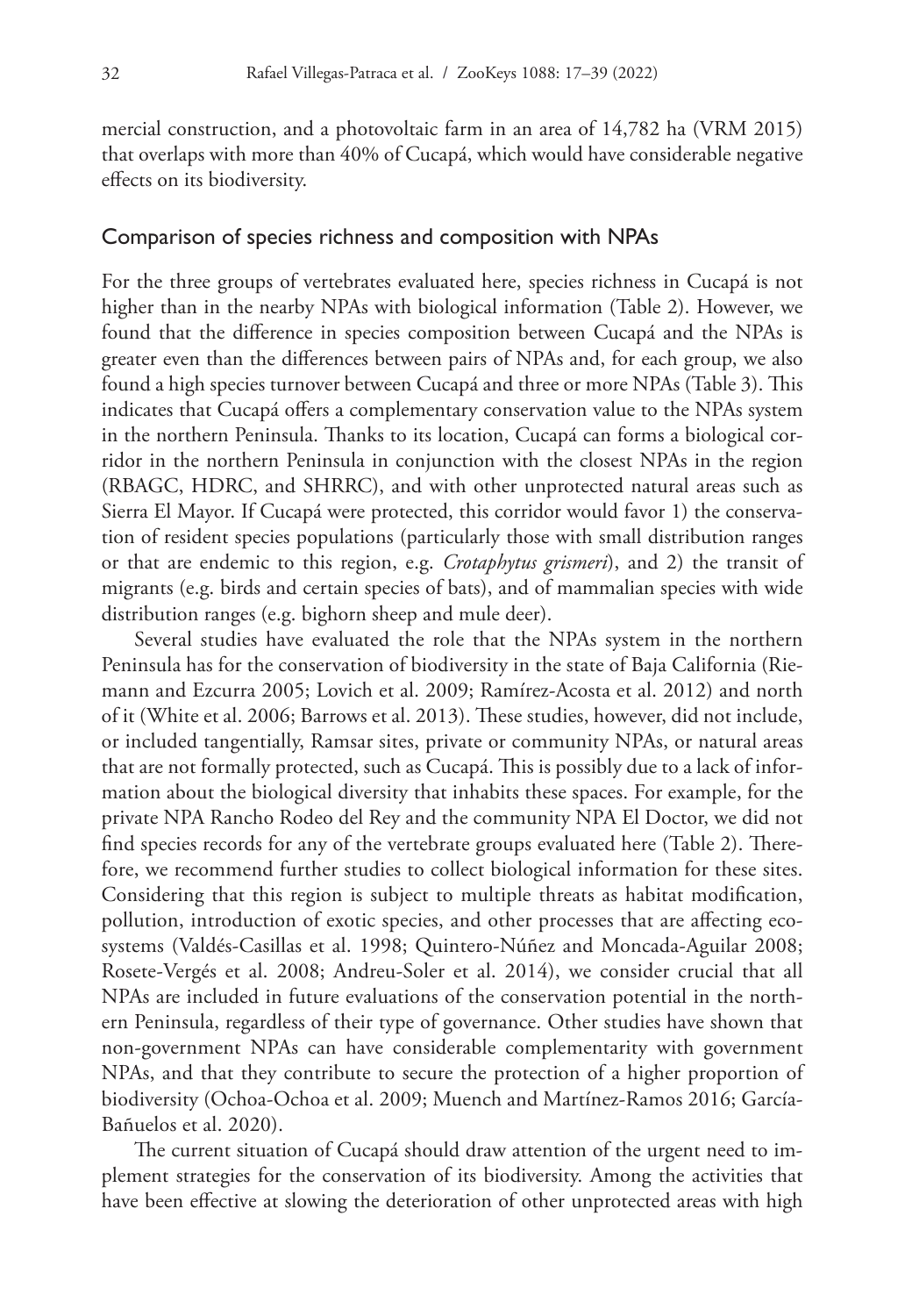mercial construction, and a photovoltaic farm in an area of 14,782 ha (VRM 2015) that overlaps with more than 40% of Cucapá, which would have considerable negative effects on its biodiversity.

## Comparison of species richness and composition with NPAs

For the three groups of vertebrates evaluated here, species richness in Cucapá is not higher than in the nearby NPAs with biological information (Table 2). However, we found that the difference in species composition between Cucapá and the NPAs is greater even than the differences between pairs of NPAs and, for each group, we also found a high species turnover between Cucapá and three or more NPAs (Table 3). This indicates that Cucapá offers a complementary conservation value to the NPAs system in the northern Peninsula. Thanks to its location, Cucapá can forms a biological corridor in the northern Peninsula in conjunction with the closest NPAs in the region (RBAGC, HDRC, and SHRRC), and with other unprotected natural areas such as Sierra El Mayor. If Cucapá were protected, this corridor would favor 1) the conservation of resident species populations (particularly those with small distribution ranges or that are endemic to this region, e.g. *Crotaphytus grismeri*), and 2) the transit of migrants (e.g. birds and certain species of bats), and of mammalian species with wide distribution ranges (e.g. bighorn sheep and mule deer).

Several studies have evaluated the role that the NPAs system in the northern Peninsula has for the conservation of biodiversity in the state of Baja California (Riemann and Ezcurra 2005; Lovich et al. 2009; Ramírez-Acosta et al. 2012) and north of it (White et al. 2006; Barrows et al. 2013). These studies, however, did not include, or included tangentially, Ramsar sites, private or community NPAs, or natural areas that are not formally protected, such as Cucapá. This is possibly due to a lack of information about the biological diversity that inhabits these spaces. For example, for the private NPA Rancho Rodeo del Rey and the community NPA El Doctor, we did not find species records for any of the vertebrate groups evaluated here (Table 2). Therefore, we recommend further studies to collect biological information for these sites. Considering that this region is subject to multiple threats as habitat modification, pollution, introduction of exotic species, and other processes that are affecting ecosystems (Valdés-Casillas et al. 1998; Quintero-Núñez and Moncada-Aguilar 2008; Rosete-Vergés et al. 2008; Andreu-Soler et al. 2014), we consider crucial that all NPAs are included in future evaluations of the conservation potential in the northern Peninsula, regardless of their type of governance. Other studies have shown that non-government NPAs can have considerable complementarity with government NPAs, and that they contribute to secure the protection of a higher proportion of biodiversity (Ochoa-Ochoa et al. 2009; Muench and Martínez-Ramos 2016; García-Bañuelos et al. 2020).

The current situation of Cucapá should draw attention of the urgent need to implement strategies for the conservation of its biodiversity. Among the activities that have been effective at slowing the deterioration of other unprotected areas with high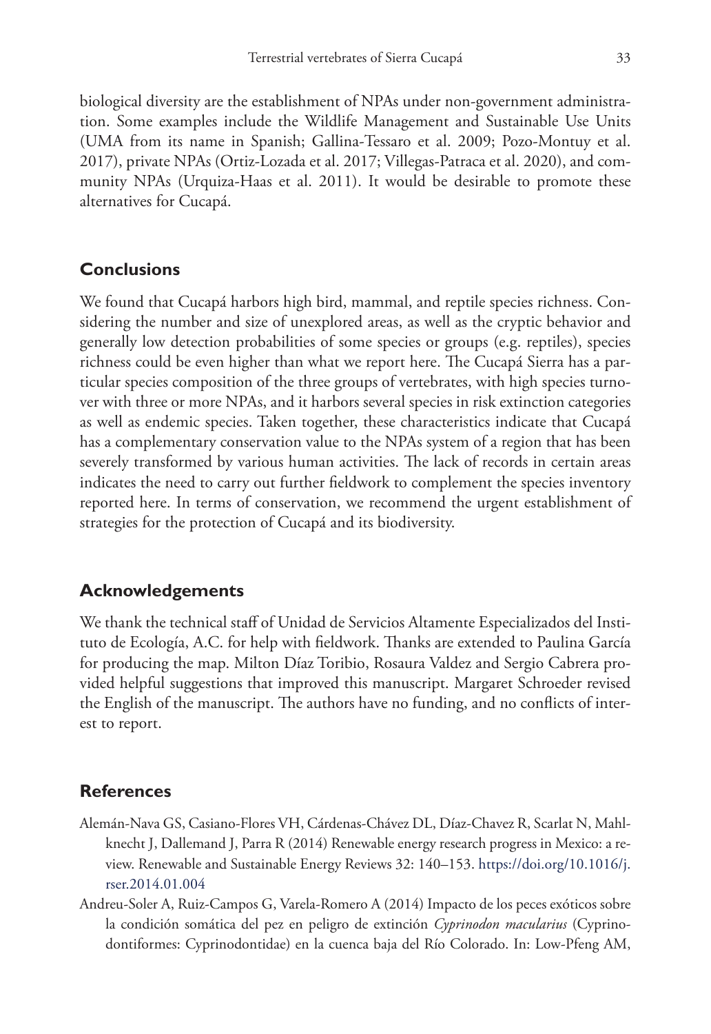biological diversity are the establishment of NPAs under non-government administration. Some examples include the Wildlife Management and Sustainable Use Units (UMA from its name in Spanish; Gallina-Tessaro et al. 2009; Pozo-Montuy et al. 2017), private NPAs (Ortiz-Lozada et al. 2017; Villegas-Patraca et al. 2020), and community NPAs (Urquiza-Haas et al. 2011). It would be desirable to promote these alternatives for Cucapá.

## Conclusions

We found that Cucapá harbors high bird, mammal, and reptile species richness. Considering the number and size of unexplored areas, as well as the cryptic behavior and generally low detection probabilities of some species or groups (e.g. reptiles), species richness could be even higher than what we report here. The Cucapá Sierra has a particular species composition of the three groups of vertebrates, with high species turnover with three or more NPAs, and it harbors several species in risk extinction categories as well as endemic species. Taken together, these characteristics indicate that Cucapá has a complementary conservation value to the NPAs system of a region that has been severely transformed by various human activities. The lack of records in certain areas indicates the need to carry out further fieldwork to complement the species inventory reported here. In terms of conservation, we recommend the urgent establishment of strategies for the protection of Cucapá and its biodiversity.

## Acknowledgements

We thank the technical staff of Unidad de Servicios Altamente Especializados del Instituto de Ecología, A.C. for help with fieldwork. Thanks are extended to Paulina García for producing the map. Milton Díaz Toribio, Rosaura Valdez and Sergio Cabrera provided helpful suggestions that improved this manuscript. Margaret Schroeder revised the English of the manuscript. The authors have no funding, and no conflicts of interest to report.

## References

- Alemán-Nava GS, Casiano-Flores VH, Cárdenas-Chávez DL, Díaz-Chavez R, Scarlat N, Mahlknecht J, Dallemand J, Parra R (2014) Renewable energy research progress in Mexico: a review. Renewable and Sustainable Energy Reviews 32: 140–153. https://doi.org/10.1016/j.rser.2014.01.004
- Andreu-Soler A, Ruiz-Campos G, Varela-Romero A (2014) Impacto de los peces exóticos sobre la condición somática del pez en peligro de extinción *Cyprinodon macularius* (Cyprinodontiformes: Cyprinodontidae) en la cuenca baja del Río Colorado. In: Low-Pfeng AM,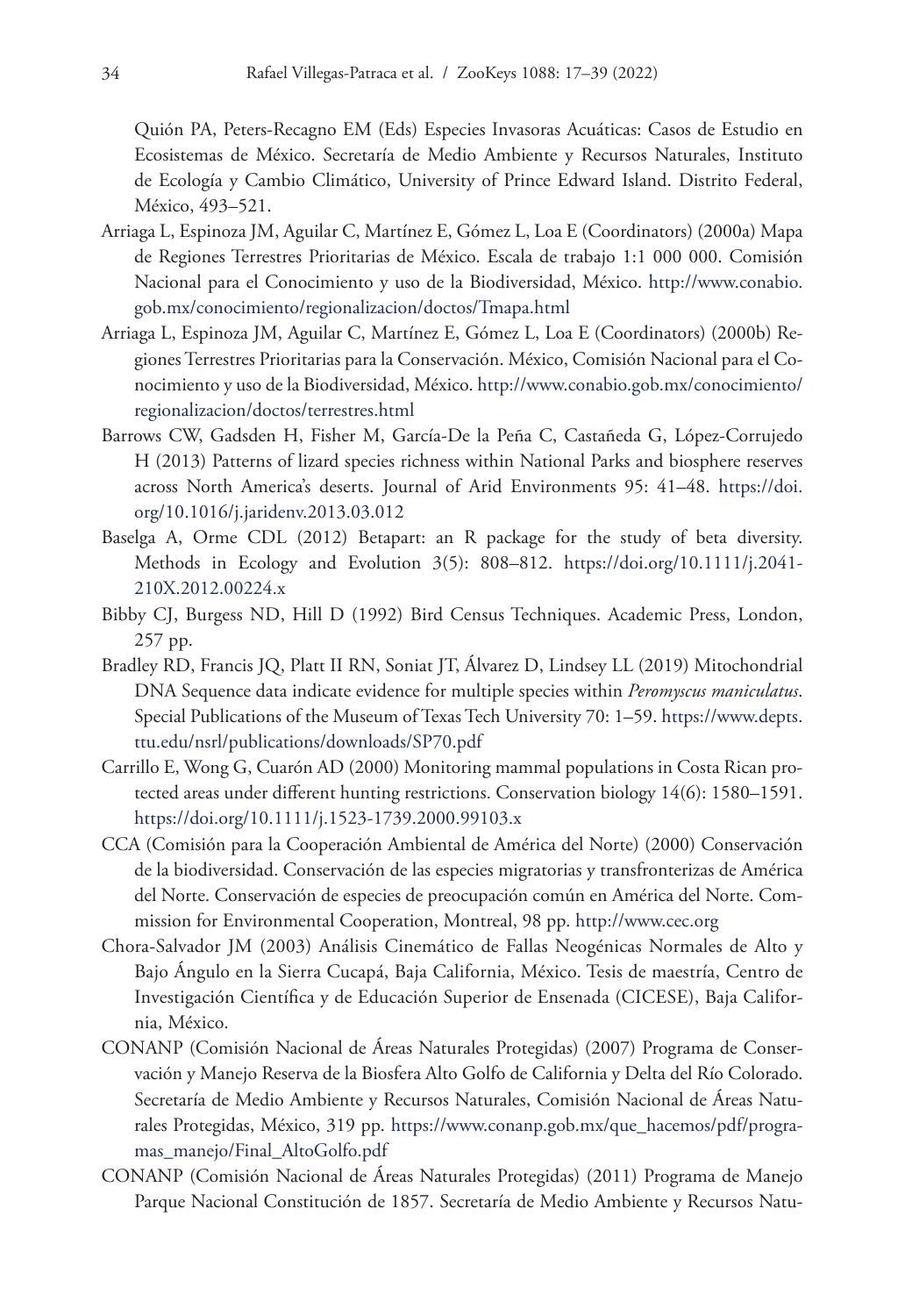Quión PA, Peters-Recagno EM (Eds) Especies Invasoras Acuáticas: Casos de Estudio en Ecosistemas de México. Secretaría de Medio Ambiente y Recursos Naturales, Instituto de Ecología y Cambio Climático, University of Prince Edward Island. Distrito Federal, México, 493–521.

Arriaga L, Espinoza JM, Aguilar C, Martínez E, Gómez L, Loa E (Coordinators) (2000a) Mapa de Regiones Terrestres Prioritarias de México. Escala de trabajo 1:1 000 000. Comisión Nacional para el Conocimiento y uso de la Biodiversidad, México. http://www.conabio.gob.mx/conocimiento/regionalizacion/doctos/Tmapa.html

Arriaga L, Espinoza JM, Aguilar C, Martínez E, Gómez L, Loa E (Coordinators) (2000b) Regiones Terrestres Prioritarias para la Conservación. México, Comisión Nacional para el Conocimiento y uso de la Biodiversidad, México. http://www.conabio.gob.mx/conocimiento/regionalizacion/doctos/terrestres.html

Barrows CW, Gadsden H, Fisher M, García-De la Peña C, Castañeda G, López-Corrujedo H (2013) Patterns of lizard species richness within National Parks and biosphere reserves across North America's deserts. Journal of Arid Environments 95: 41–48. https://doi.org/10.1016/j.jaridenv.2013.03.012

Baselga A, Orme CDL (2012) Betapart: an R package for the study of beta diversity. Methods in Ecology and Evolution 3(5): 808–812. https://doi.org/10.1111/j.2041-210X.2012.00224.x

Bibby CJ, Burgess ND, Hill D (1992) Bird Census Techniques. Academic Press, London, 257 pp.

Bradley RD, Francis JQ, Platt II RN, Soniat JT, Álvarez D, Lindsey LL (2019) Mitochondrial DNA Sequence data indicate evidence for multiple species within *Peromyscus maniculatus*. Special Publications of the Museum of Texas Tech University 70: 1–59. https://www.depts.ttu.edu/nsrl/publications/downloads/SP70.pdf

Carrillo E, Wong G, Cuarón AD (2000) Monitoring mammal populations in Costa Rican protected areas under different hunting restrictions. Conservation biology 14(6): 1580–1591. https://doi.org/10.1111/j.1523-1739.2000.99103.x

CCA (Comisión para la Cooperación Ambiental de América del Norte) (2000) Conservación de la biodiversidad. Conservación de las especies migratorias y transfronterizas de América del Norte. Conservación de especies de preocupación común en América del Norte. Commission for Environmental Cooperation, Montreal, 98 pp. http://www.cec.org

Chora-Salvador JM (2003) Análisis Cinemático de Fallas Neogénicas Normales de Alto y Bajo Ángulo en la Sierra Cucapá, Baja California, México. Tesis de maestría, Centro de Investigación Científica y de Educación Superior de Ensenada (CICESE), Baja California, México.

CONANP (Comisión Nacional de Áreas Naturales Protegidas) (2007) Programa de Conservación y Manejo Reserva de la Biosfera Alto Golfo de California y Delta del Río Colorado. Secretaría de Medio Ambiente y Recursos Naturales, Comisión Nacional de Áreas Naturales Protegidas, México, 319 pp. https://www.conanp.gob.mx/que_hacemos/pdf/programas_manejo/Final_AltoGolfo.pdf

CONANP (Comisión Nacional de Áreas Naturales Protegidas) (2011) Programa de Manejo Parque Nacional Constitución de 1857. Secretaría de Medio Ambiente y Recursos Natu-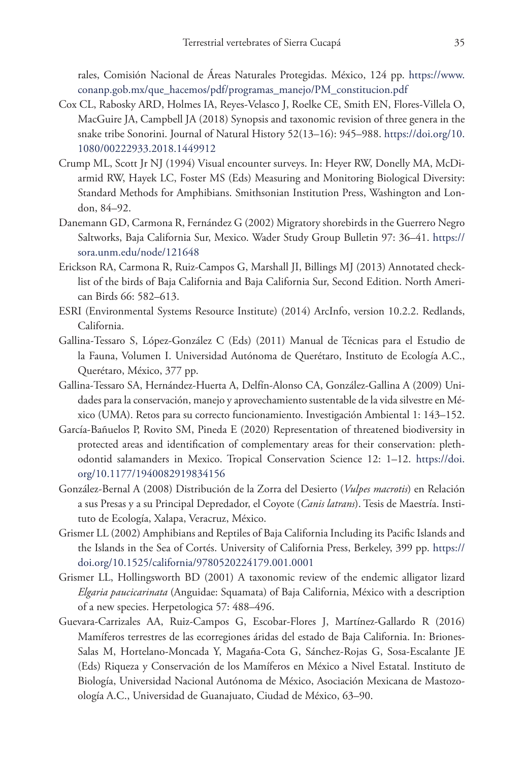rales, Comisión Nacional de Áreas Naturales Protegidas. México, 124 pp. https://www.conanp.gob.mx/que_hacemos/pdf/programas_manejo/PM_constitucion.pdf

Cox CL, Rabosky ARD, Holmes IA, Reyes-Velasco J, Roelke CE, Smith EN, Flores-Villela O, MacGuire JA, Campbell JA (2018) Synopsis and taxonomic revision of three genera in the snake tribe Sonorini. Journal of Natural History 52(13–16): 945–988. https://doi.org/10.1080/00222933.2018.1449912

Crump ML, Scott Jr NJ (1994) Visual encounter surveys. In: Heyer RW, Donelly MA, McDiarmid RW, Hayek LC, Foster MS (Eds) Measuring and Monitoring Biological Diversity: Standard Methods for Amphibians. Smithsonian Institution Press, Washington and London, 84–92.

Danemann GD, Carmona R, Fernández G (2002) Migratory shorebirds in the Guerrero Negro Saltworks, Baja California Sur, Mexico. Wader Study Group Bulletin 97: 36–41. https://sora.unm.edu/node/121648

Erickson RA, Carmona R, Ruiz-Campos G, Marshall JI, Billings MJ (2013) Annotated checklist of the birds of Baja California and Baja California Sur, Second Edition. North American Birds 66: 582–613.

ESRI (Environmental Systems Resource Institute) (2014) ArcInfo, version 10.2.2. Redlands, California.

Gallina-Tessaro S, López-González C (Eds) (2011) Manual de Técnicas para el Estudio de la Fauna, Volumen I. Universidad Autónoma de Querétaro, Instituto de Ecología A.C., Querétaro, México, 377 pp.

Gallina-Tessaro SA, Hernández-Huerta A, Delfín-Alonso CA, González-Gallina A (2009) Unidades para la conservación, manejo y aprovechamiento sustentable de la vida silvestre en México (UMA). Retos para su correcto funcionamiento. Investigación Ambiental 1: 143–152.

García-Bañuelos P, Rovito SM, Pineda E (2020) Representation of threatened biodiversity in protected areas and identification of complementary areas for their conservation: plethodontid salamanders in Mexico. Tropical Conservation Science 12: 1–12. https://doi.org/10.1177/1940082919834156

González-Bernal A (2008) Distribución de la Zorra del Desierto (*Vulpes macrotis*) en Relación a sus Presas y a su Principal Depredador, el Coyote (*Canis latrans*). Tesis de Maestría. Instituto de Ecología, Xalapa, Veracruz, México.

Grismer LL (2002) Amphibians and Reptiles of Baja California Including its Pacific Islands and the Islands in the Sea of Cortés. University of California Press, Berkeley, 399 pp. https://doi.org/10.1525/california/9780520224179.001.0001

Grismer LL, Hollingsworth BD (2001) A taxonomic review of the endemic alligator lizard *Elgaria paucicarinata* (Anguidae: Squamata) of Baja California, México with a description of a new species. Herpetologica 57: 488–496.

Guevara-Carrizales AA, Ruiz-Campos G, Escobar-Flores J, Martínez-Gallardo R (2016) Mamíferos terrestres de las ecorregiones áridas del estado de Baja California. In: Briones-Salas M, Hortelano-Moncada Y, Magaña-Cota G, Sánchez-Rojas G, Sosa-Escalante JE (Eds) Riqueza y Conservación de los Mamíferos en México a Nivel Estatal. Instituto de Biología, Universidad Nacional Autónoma de México, Asociación Mexicana de Mastozoología A.C., Universidad de Guanajuato, Ciudad de México, 63–90.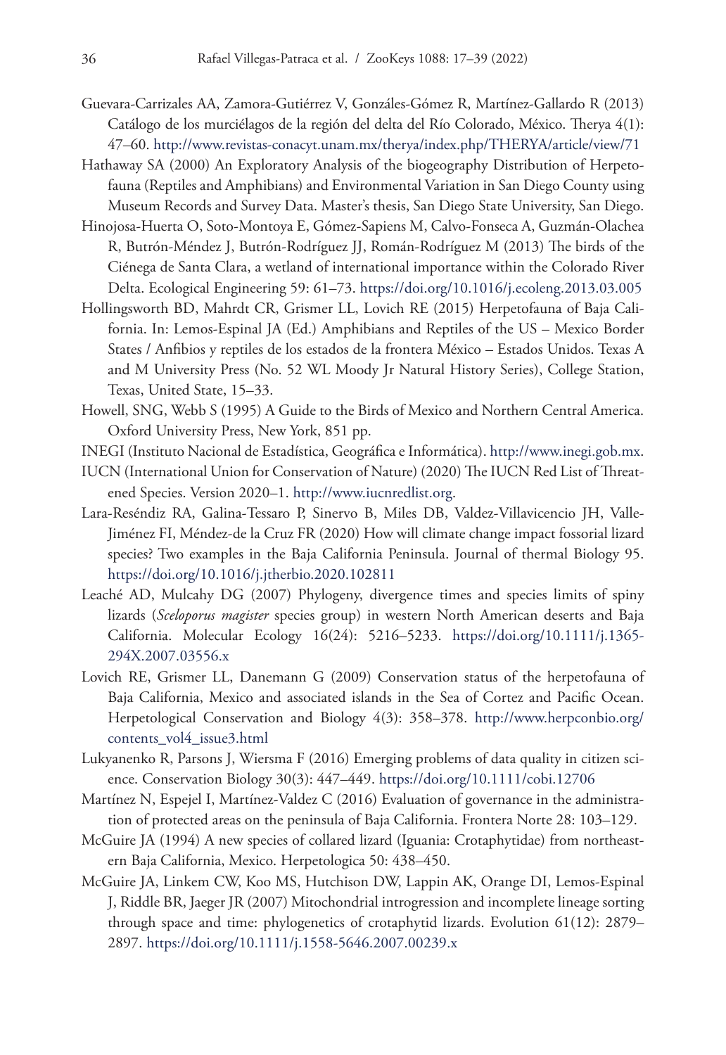Guevara-Carrizales AA, Zamora-Gutiérrez V, Gonzáles-Gómez R, Martínez-Gallardo R (2013) Catálogo de los murciélagos de la región del delta del Río Colorado, México. Therya 4(1): 47–60. http://www.revistas-conacyt.unam.mx/therya/index.php/THERYA/article/view/71

Hathaway SA (2000) An Exploratory Analysis of the biogeography Distribution of Herpetofauna (Reptiles and Amphibians) and Environmental Variation in San Diego County using Museum Records and Survey Data. Master's thesis, San Diego State University, San Diego.

Hinojosa-Huerta O, Soto-Montoya E, Gómez-Sapiens M, Calvo-Fonseca A, Guzmán-Olachea R, Butrón-Méndez J, Butrón-Rodríguez JJ, Román-Rodríguez M (2013) The birds of the Ciénega de Santa Clara, a wetland of international importance within the Colorado River Delta. Ecological Engineering 59: 61–73. https://doi.org/10.1016/j.ecoleng.2013.03.005

Hollingsworth BD, Mahrdt CR, Grismer LL, Lovich RE (2015) Herpetofauna of Baja California. In: Lemos-Espinal JA (Ed.) Amphibians and Reptiles of the US – Mexico Border States / Anfibios y reptiles de los estados de la frontera México – Estados Unidos. Texas A and M University Press (No. 52 WL Moody Jr Natural History Series), College Station, Texas, United State, 15–33.

Howell, SNG, Webb S (1995) A Guide to the Birds of Mexico and Northern Central America. Oxford University Press, New York, 851 pp.

INEGI (Instituto Nacional de Estadística, Geográfica e Informática). http://www.inegi.gob.mx.

IUCN (International Union for Conservation of Nature) (2020) The IUCN Red List of Threatened Species. Version 2020–1. http://www.iucnredlist.org.

Lara-Reséndiz RA, Galina-Tessaro P, Sinervo B, Miles DB, Valdez-Villavicencio JH, Valle-Jiménez FI, Méndez-de la Cruz FR (2020) How will climate change impact fossorial lizard species? Two examples in the Baja California Peninsula. Journal of thermal Biology 95. https://doi.org/10.1016/j.jtherbio.2020.102811

Leaché AD, Mulcahy DG (2007) Phylogeny, divergence times and species limits of spiny lizards (*Sceloporus magister* species group) in western North American deserts and Baja California. Molecular Ecology 16(24): 5216–5233. https://doi.org/10.1111/j.1365-294X.2007.03556.x

Lovich RE, Grismer LL, Danemann G (2009) Conservation status of the herpetofauna of Baja California, Mexico and associated islands in the Sea of Cortez and Pacific Ocean. Herpetological Conservation and Biology 4(3): 358–378. http://www.herpconbio.org/contents_vol4_issue3.html

Lukyanenko R, Parsons J, Wiersma F (2016) Emerging problems of data quality in citizen science. Conservation Biology 30(3): 447–449. https://doi.org/10.1111/cobi.12706

Martínez N, Espejel I, Martínez-Valdez C (2016) Evaluation of governance in the administration of protected areas on the peninsula of Baja California. Frontera Norte 28: 103–129.

McGuire JA (1994) A new species of collared lizard (Iguania: Crotaphytidae) from northeastern Baja California, Mexico. Herpetologica 50: 438–450.

McGuire JA, Linkem CW, Koo MS, Hutchison DW, Lappin AK, Orange DI, Lemos-Espinal J, Riddle BR, Jaeger JR (2007) Mitochondrial introgression and incomplete lineage sorting through space and time: phylogenetics of crotaphytid lizards. Evolution 61(12): 2879–2897. https://doi.org/10.1111/j.1558-5646.2007.00239.x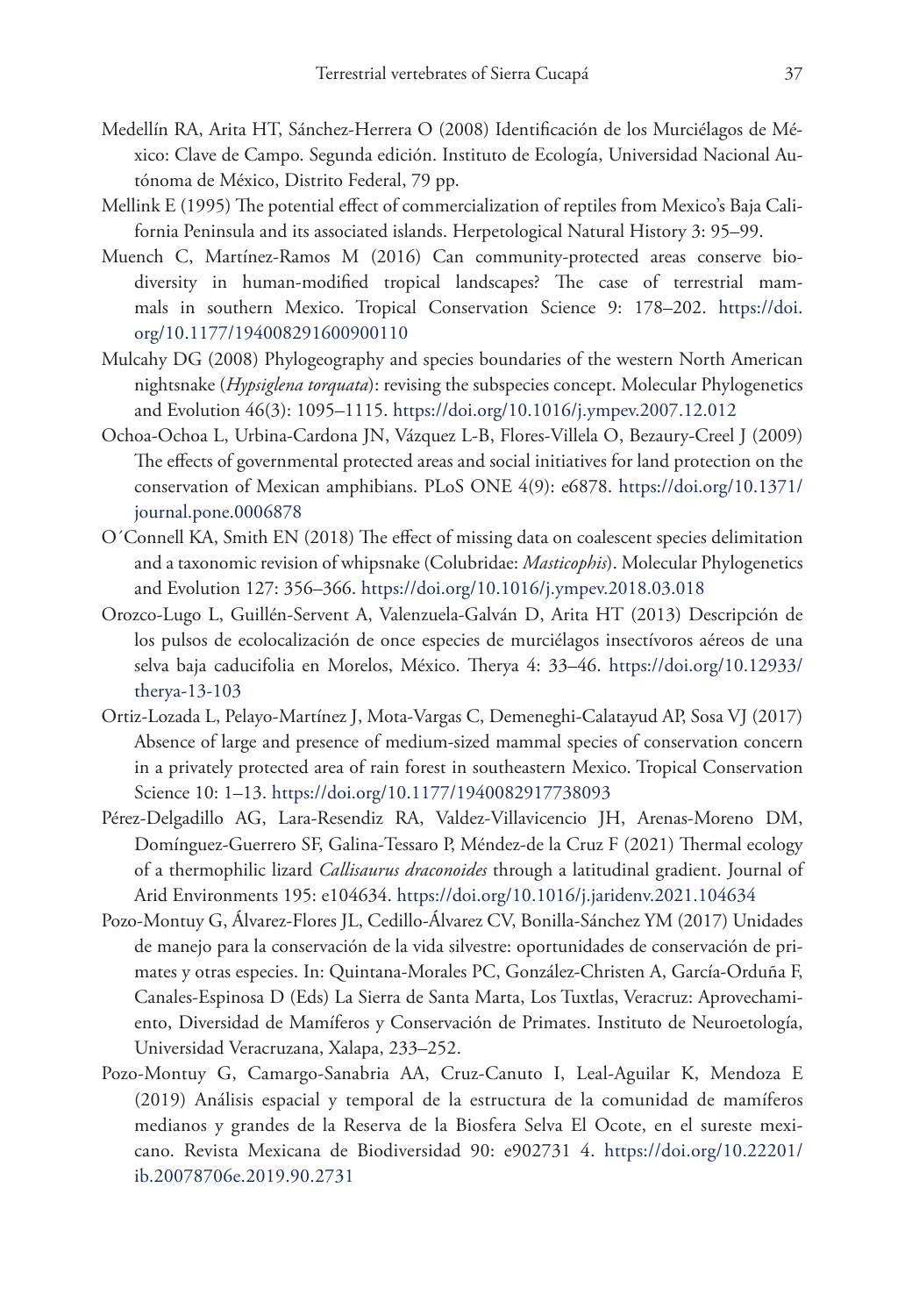Medellín RA, Arita HT, Sánchez-Herrera O (2008) Identificación de los Murciélagos de México: Clave de Campo. Segunda edición. Instituto de Ecología, Universidad Nacional Autónoma de México, Distrito Federal, 79 pp.

Mellink E (1995) The potential effect of commercialization of reptiles from Mexico's Baja California Peninsula and its associated islands. Herpetological Natural History 3: 95–99.

Muench C, Martínez-Ramos M (2016) Can community-protected areas conserve biodiversity in human-modified tropical landscapes? The case of terrestrial mammals in southern Mexico. Tropical Conservation Science 9: 178–202. https://doi.org/10.1177/194008291600900110

Mulcahy DG (2008) Phylogeography and species boundaries of the western North American nightsnake (*Hypsiglena torquata*): revising the subspecies concept. Molecular Phylogenetics and Evolution 46(3): 1095–1115. https://doi.org/10.1016/j.ympev.2007.12.012

Ochoa-Ochoa L, Urbina-Cardona JN, Vázquez L-B, Flores-Villela O, Bezaury-Creel J (2009) The effects of governmental protected areas and social initiatives for land protection on the conservation of Mexican amphibians. PLoS ONE 4(9): e6878. https://doi.org/10.1371/journal.pone.0006878

O´Connell KA, Smith EN (2018) The effect of missing data on coalescent species delimitation and a taxonomic revision of whipsnake (Colubridae: *Masticophis*). Molecular Phylogenetics and Evolution 127: 356–366. https://doi.org/10.1016/j.ympev.2018.03.018

Orozco-Lugo L, Guillén-Servent A, Valenzuela-Galván D, Arita HT (2013) Descripción de los pulsos de ecolocalización de once especies de murciélagos insectívoros aéreos de una selva baja caducifolia en Morelos, México. Therya 4: 33–46. https://doi.org/10.12933/therya-13-103

Ortiz-Lozada L, Pelayo-Martínez J, Mota-Vargas C, Demeneghi-Calatayud AP, Sosa VJ (2017) Absence of large and presence of medium-sized mammal species of conservation concern in a privately protected area of rain forest in southeastern Mexico. Tropical Conservation Science 10: 1–13. https://doi.org/10.1177/1940082917738093

Pérez-Delgadillo AG, Lara-Resendiz RA, Valdez-Villavicencio JH, Arenas-Moreno DM, Domínguez-Guerrero SF, Galina-Tessaro P, Méndez-de la Cruz F (2021) Thermal ecology of a thermophilic lizard *Callisaurus draconoides* through a latitudinal gradient. Journal of Arid Environments 195: e104634. https://doi.org/10.1016/j.jaridenv.2021.104634

Pozo-Montuy G, Álvarez-Flores JL, Cedillo-Álvarez CV, Bonilla-Sánchez YM (2017) Unidades de manejo para la conservación de la vida silvestre: oportunidades de conservación de primates y otras especies. In: Quintana-Morales PC, González-Christen A, García-Orduña F, Canales-Espinosa D (Eds) La Sierra de Santa Marta, Los Tuxtlas, Veracruz: Aprovechamiento, Diversidad de Mamíferos y Conservación de Primates. Instituto de Neuroetología, Universidad Veracruzana, Xalapa, 233–252.

Pozo-Montuy G, Camargo-Sanabria AA, Cruz-Canuto I, Leal-Aguilar K, Mendoza E (2019) Análisis espacial y temporal de la estructura de la comunidad de mamíferos medianos y grandes de la Reserva de la Biosfera Selva El Ocote, en el sureste mexicano. Revista Mexicana de Biodiversidad 90: e902731 4. https://doi.org/10.22201/ib.20078706e.2019.90.2731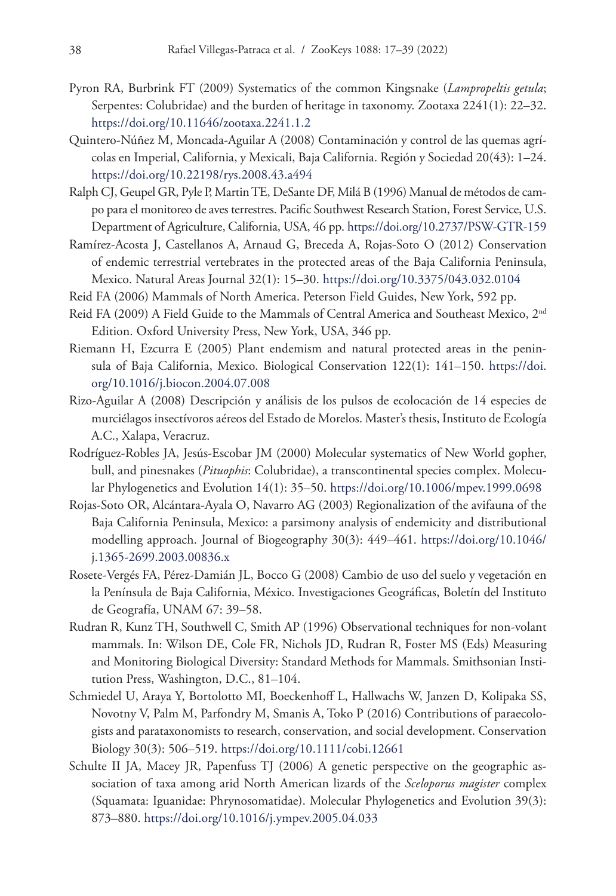Pyron RA, Burbrink FT (2009) Systematics of the common Kingsnake (*Lampropeltis getula*; Serpentes: Colubridae) and the burden of heritage in taxonomy. Zootaxa 2241(1): 22–32. https://doi.org/10.11646/zootaxa.2241.1.2

Quintero-Núñez M, Moncada-Aguilar A (2008) Contaminación y control de las quemas agrícolas en Imperial, California, y Mexicali, Baja California. Región y Sociedad 20(43): 1–24. https://doi.org/10.22198/rys.2008.43.a494

Ralph CJ, Geupel GR, Pyle P, Martin TE, DeSante DF, Milá B (1996) Manual de métodos de campo para el monitoreo de aves terrestres. Pacific Southwest Research Station, Forest Service, U.S. Department of Agriculture, California, USA, 46 pp. https://doi.org/10.2737/PSW-GTR-159

Ramírez-Acosta J, Castellanos A, Arnaud G, Breceda A, Rojas-Soto O (2012) Conservation of endemic terrestrial vertebrates in the protected areas of the Baja California Peninsula, Mexico. Natural Areas Journal 32(1): 15–30. https://doi.org/10.3375/043.032.0104

Reid FA (2006) Mammals of North America. Peterson Field Guides, New York, 592 pp.

Reid FA (2009) A Field Guide to the Mammals of Central America and Southeast Mexico, 2nd Edition. Oxford University Press, New York, USA, 346 pp.

Riemann H, Ezcurra E (2005) Plant endemism and natural protected areas in the peninsula of Baja California, Mexico. Biological Conservation 122(1): 141–150. https://doi.org/10.1016/j.biocon.2004.07.008

Rizo-Aguilar A (2008) Descripción y análisis de los pulsos de ecolocación de 14 especies de murciélagos insectívoros aéreos del Estado de Morelos. Master's thesis, Instituto de Ecología A.C., Xalapa, Veracruz.

Rodríguez-Robles JA, Jesús-Escobar JM (2000) Molecular systematics of New World gopher, bull, and pinesnakes (*Pituophis*: Colubridae), a transcontinental species complex. Molecular Phylogenetics and Evolution 14(1): 35–50. https://doi.org/10.1006/mpev.1999.0698

Rojas-Soto OR, Alcántara-Ayala O, Navarro AG (2003) Regionalization of the avifauna of the Baja California Peninsula, Mexico: a parsimony analysis of endemicity and distributional modelling approach. Journal of Biogeography 30(3): 449–461. https://doi.org/10.1046/j.1365-2699.2003.00836.x

Rosete-Vergés FA, Pérez-Damián JL, Bocco G (2008) Cambio de uso del suelo y vegetación en la Península de Baja California, México. Investigaciones Geográficas, Boletín del Instituto de Geografía, UNAM 67: 39–58.

Rudran R, Kunz TH, Southwell C, Smith AP (1996) Observational techniques for non-volant mammals. In: Wilson DE, Cole FR, Nichols JD, Rudran R, Foster MS (Eds) Measuring and Monitoring Biological Diversity: Standard Methods for Mammals. Smithsonian Institution Press, Washington, D.C., 81–104.

Schmiedel U, Araya Y, Bortolotto MI, Boeckenhoff L, Hallwachs W, Janzen D, Kolipaka SS, Novotny V, Palm M, Parfondry M, Smanis A, Toko P (2016) Contributions of paraecologists and parataxonomists to research, conservation, and social development. Conservation Biology 30(3): 506–519. https://doi.org/10.1111/cobi.12661

Schulte II JA, Macey JR, Papenfuss TJ (2006) A genetic perspective on the geographic association of taxa among arid North American lizards of the *Sceloporus magister* complex (Squamata: Iguanidae: Phrynosomatidae). Molecular Phylogenetics and Evolution 39(3): 873–880. https://doi.org/10.1016/j.ympev.2005.04.033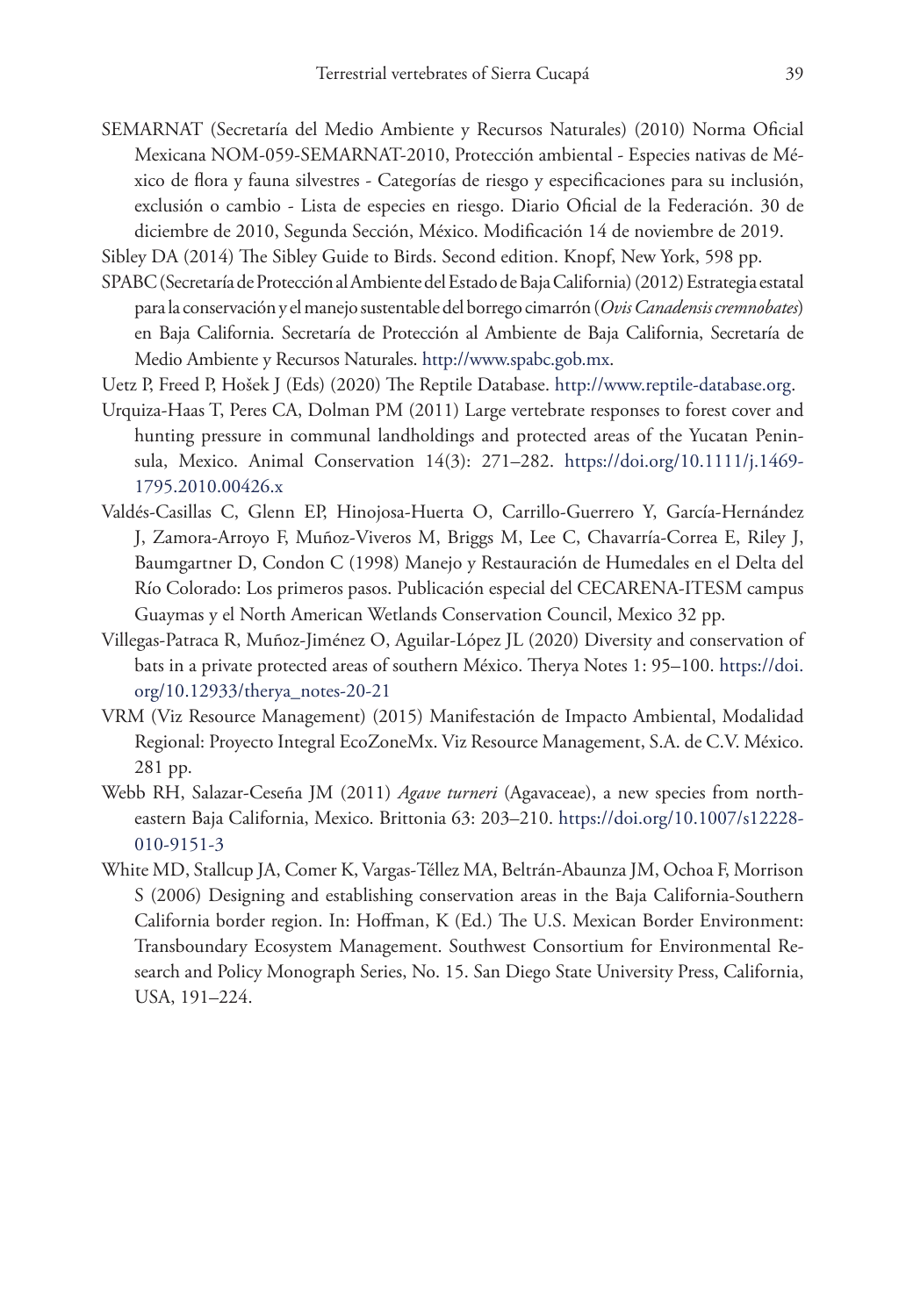SEMARNAT (Secretaría del Medio Ambiente y Recursos Naturales) (2010) Norma Oficial Mexicana NOM-059-SEMARNAT-2010, Protección ambiental - Especies nativas de México de flora y fauna silvestres - Categorías de riesgo y especificaciones para su inclusión, exclusión o cambio - Lista de especies en riesgo. Diario Oficial de la Federación. 30 de diciembre de 2010, Segunda Sección, México. Modificación 14 de noviembre de 2019.

Sibley DA (2014) The Sibley Guide to Birds. Second edition. Knopf, New York, 598 pp.

SPABC (Secretaría de Protección al Ambiente del Estado de Baja California) (2012) Estrategia estatal para la conservación y el manejo sustentable del borrego cimarrón (*Ovis Canadensis cremnobates*) en Baja California. Secretaría de Protección al Ambiente de Baja California, Secretaría de Medio Ambiente y Recursos Naturales. http://www.spabc.gob.mx.

Uetz P, Freed P, Hošek J (Eds) (2020) The Reptile Database. http://www.reptile-database.org.

Urquiza-Haas T, Peres CA, Dolman PM (2011) Large vertebrate responses to forest cover and hunting pressure in communal landholdings and protected areas of the Yucatan Peninsula, Mexico. Animal Conservation 14(3): 271–282. https://doi.org/10.1111/j.1469-1795.2010.00426.x

Valdés-Casillas C, Glenn EP, Hinojosa-Huerta O, Carrillo-Guerrero Y, García-Hernández J, Zamora-Arroyo F, Muñoz-Viveros M, Briggs M, Lee C, Chavarría-Correa E, Riley J, Baumgartner D, Condon C (1998) Manejo y Restauración de Humedales en el Delta del Río Colorado: Los primeros pasos. Publicación especial del CECARENA-ITESM campus Guaymas y el North American Wetlands Conservation Council, Mexico 32 pp.

Villegas-Patraca R, Muñoz-Jiménez O, Aguilar-López JL (2020) Diversity and conservation of bats in a private protected areas of southern México. Therya Notes 1: 95–100. https://doi.org/10.12933/therya_notes-20-21

VRM (Viz Resource Management) (2015) Manifestación de Impacto Ambiental, Modalidad Regional: Proyecto Integral EcoZoneMx. Viz Resource Management, S.A. de C.V. México. 281 pp.

Webb RH, Salazar-Ceseña JM (2011) *Agave turneri* (Agavaceae), a new species from northeastern Baja California, Mexico. Brittonia 63: 203–210. https://doi.org/10.1007/s12228-010-9151-3

White MD, Stallcup JA, Comer K, Vargas-Téllez MA, Beltrán-Abaunza JM, Ochoa F, Morrison S (2006) Designing and establishing conservation areas in the Baja California-Southern California border region. In: Hoffman, K (Ed.) The U.S. Mexican Border Environment: Transboundary Ecosystem Management. Southwest Consortium for Environmental Research and Policy Monograph Series, No. 15. San Diego State University Press, California, USA, 191–224.